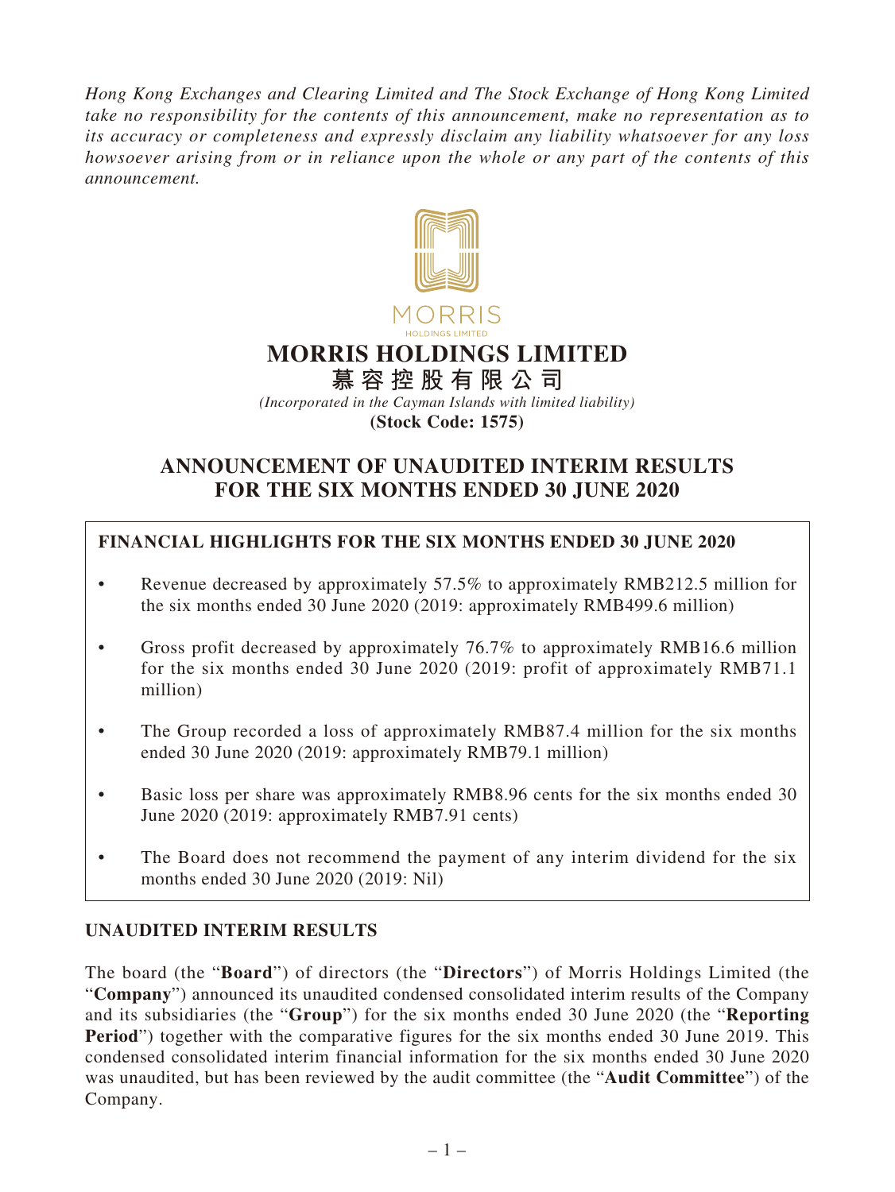*Hong Kong Exchanges and Clearing Limited and The Stock Exchange of Hong Kong Limited take no responsibility for the contents of this announcement, make no representation as to its accuracy or completeness and expressly disclaim any liability whatsoever for any loss howsoever arising from or in reliance upon the whole or any part of the contents of this announcement.*

MORRIS

HOLDINGS LIMITED

# MORRIS HOLDINGS LIMITED

# 慕容控股有限公司

*(Incorporated in the Cayman Islands with limited liability)*

**(Stock Code: 1575)**

## ANNOUNCEMENT OF UNAUDITED INTERIM RESULTS FOR THE SIX MONTHS ENDED 30 JUNE 2020

### FINANCIAL HIGHLIGHTS FOR THE SIX MONTHS ENDED 30 JUNE 2020

- Revenue decreased by approximately 57.5% to approximately RMB212.5 million for the six months ended 30 June 2020 (2019: approximately RMB499.6 million)
- Gross profit decreased by approximately 76.7% to approximately RMB16.6 million for the six months ended 30 June 2020 (2019: profit of approximately RMB71.1 million)
- The Group recorded a loss of approximately RMB87.4 million for the six months ended 30 June 2020 (2019: approximately RMB79.1 million)
- Basic loss per share was approximately RMB8.96 cents for the six months ended 30 June 2020 (2019: approximately RMB7.91 cents)
- The Board does not recommend the payment of any interim dividend for the six months ended 30 June 2020 (2019: Nil)

### UNAUDITED INTERIM RESULTS

The board (the "**Board**") of directors (the "**Directors**") of Morris Holdings Limited (the "**Company**") announced its unaudited condensed consolidated interim results of the Company and its subsidiaries (the "**Group**") for the six months ended 30 June 2020 (the "**Reporting Period**") together with the comparative figures for the six months ended 30 June 2019. This condensed consolidated interim financial information for the six months ended 30 June 2020 was unaudited, but has been reviewed by the audit committee (the "**Audit Committee**") of the Company.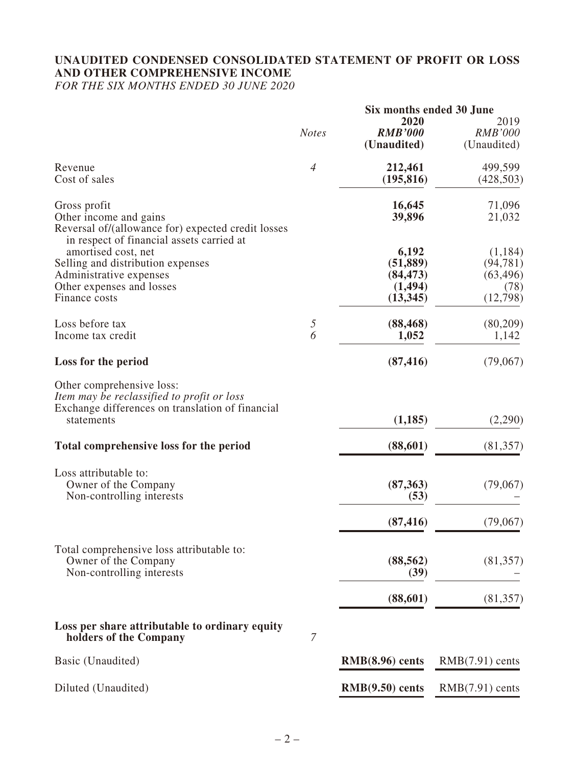# UNAUDITED CONDENSED CONSOLIDATED STATEMENT OF PROFIT OR LOSS AND OTHER COMPREHENSIVE INCOME

*FOR THE SIX MONTHS ENDED 30 JUNE 2020*

| | *Notes* | Six months ended 30 June | |
|---|---|---|---|
| | | **2020** | 2019 |
| | | ***RMB'000*** | *RMB'000* |
| | | **(Unaudited)** | (Unaudited) |
| Revenue | *4* | **212,461** | 499,599 |
| Cost of sales | | **(195,816)** | (428,503) |
| Gross profit | | **16,645** | 71,096 |
| Other income and gains | | **39,896** | 21,032 |
| Reversal of/(allowance for) expected credit losses in respect of financial assets carried at amortised cost, net | | **6,192** | (1,184) |
| Selling and distribution expenses | | **(51,889)** | (94,781) |
| Administrative expenses | | **(84,473)** | (63,496) |
| Other expenses and losses | | **(1,494)** | (78) |
| Finance costs | | **(13,345)** | (12,798) |
| Loss before tax | *5* | **(88,468)** | (80,209) |
| Income tax credit | *6* | **1,052** | 1,142 |
| **Loss for the period** | | **(87,416)** | (79,067) |
| Other comprehensive loss: | | | |
| *Item may be reclassified to profit or loss* | | | |
| Exchange differences on translation of financial statements | | **(1,185)** | (2,290) |
| **Total comprehensive loss for the period** | | **(88,601)** | (81,357) |
| Loss attributable to: | | | |
| Owner of the Company | | **(87,363)** | (79,067) |
| Non-controlling interests | | **(53)** | – |
| | | **(87,416)** | (79,067) |
| Total comprehensive loss attributable to: | | | |
| Owner of the Company | | **(88,562)** | (81,357) |
| Non-controlling interests | | **(39)** | – |
| | | **(88,601)** | (81,357) |
| **Loss per share attributable to ordinary equity holders of the Company** | *7* | | |
| Basic (Unaudited) | | **RMB(8.96) cents** | RMB(7.91) cents |
| Diluted (Unaudited) | | **RMB(9.50) cents** | RMB(7.91) cents |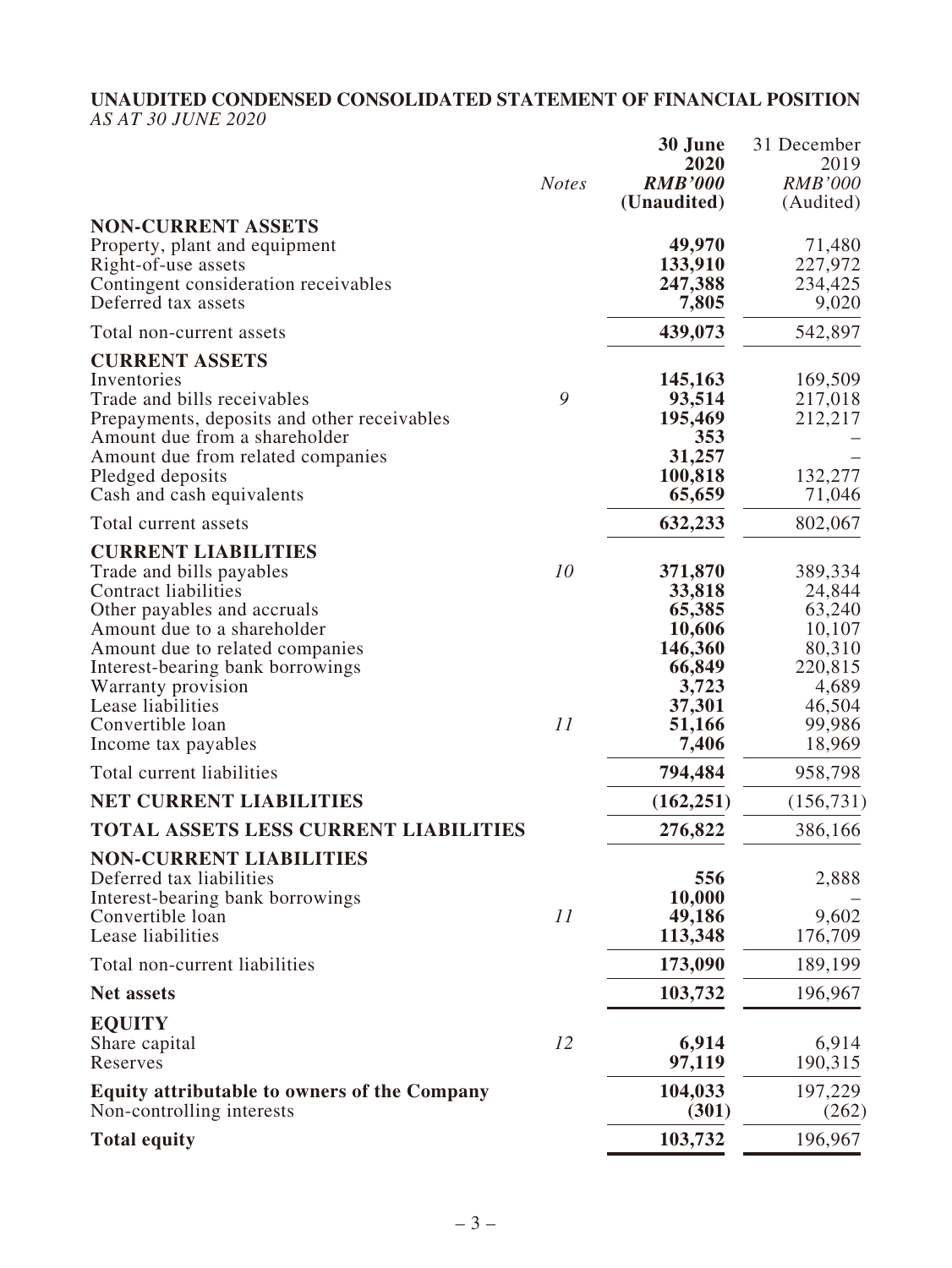**UNAUDITED CONDENSED CONSOLIDATED STATEMENT OF FINANCIAL POSITION**
*AS AT 30 JUNE 2020*

| | *Notes* | **30 June 2020** ***RMB'000*** **(Unaudited)** | 31 December 2019 *RMB'000* (Audited) |
|---|---|---|---|
| **NON-CURRENT ASSETS** | | | |
| Property, plant and equipment | | **49,970** | 71,480 |
| Right-of-use assets | | **133,910** | 227,972 |
| Contingent consideration receivables | | **247,388** | 234,425 |
| Deferred tax assets | | **7,805** | 9,020 |
| Total non-current assets | | **439,073** | 542,897 |
| **CURRENT ASSETS** | | | |
| Inventories | | **145,163** | 169,509 |
| Trade and bills receivables | 9 | **93,514** | 217,018 |
| Prepayments, deposits and other receivables | | **195,469** | 212,217 |
| Amount due from a shareholder | | **353** | – |
| Amount due from related companies | | **31,257** | – |
| Pledged deposits | | **100,818** | 132,277 |
| Cash and cash equivalents | | **65,659** | 71,046 |
| Total current assets | | **632,233** | 802,067 |
| **CURRENT LIABILITIES** | | | |
| Trade and bills payables | 10 | **371,870** | 389,334 |
| Contract liabilities | | **33,818** | 24,844 |
| Other payables and accruals | | **65,385** | 63,240 |
| Amount due to a shareholder | | **10,606** | 10,107 |
| Amount due to related companies | | **146,360** | 80,310 |
| Interest-bearing bank borrowings | | **66,849** | 220,815 |
| Warranty provision | | **3,723** | 4,689 |
| Lease liabilities | | **37,301** | 46,504 |
| Convertible loan | 11 | **51,166** | 99,986 |
| Income tax payables | | **7,406** | 18,969 |
| Total current liabilities | | **794,484** | 958,798 |
| **NET CURRENT LIABILITIES** | | **(162,251)** | (156,731) |
| **TOTAL ASSETS LESS CURRENT LIABILITIES** | | **276,822** | 386,166 |
| **NON-CURRENT LIABILITIES** | | | |
| Deferred tax liabilities | | **556** | 2,888 |
| Interest-bearing bank borrowings | | **10,000** | – |
| Convertible loan | 11 | **49,186** | 9,602 |
| Lease liabilities | | **113,348** | 176,709 |
| Total non-current liabilities | | **173,090** | 189,199 |
| **Net assets** | | **103,732** | 196,967 |
| **EQUITY** | | | |
| Share capital | 12 | **6,914** | 6,914 |
| Reserves | | **97,119** | 190,315 |
| **Equity attributable to owners of the Company** | | **104,033** | 197,229 |
| Non-controlling interests | | **(301)** | (262) |
| **Total equity** | | **103,732** | 196,967 |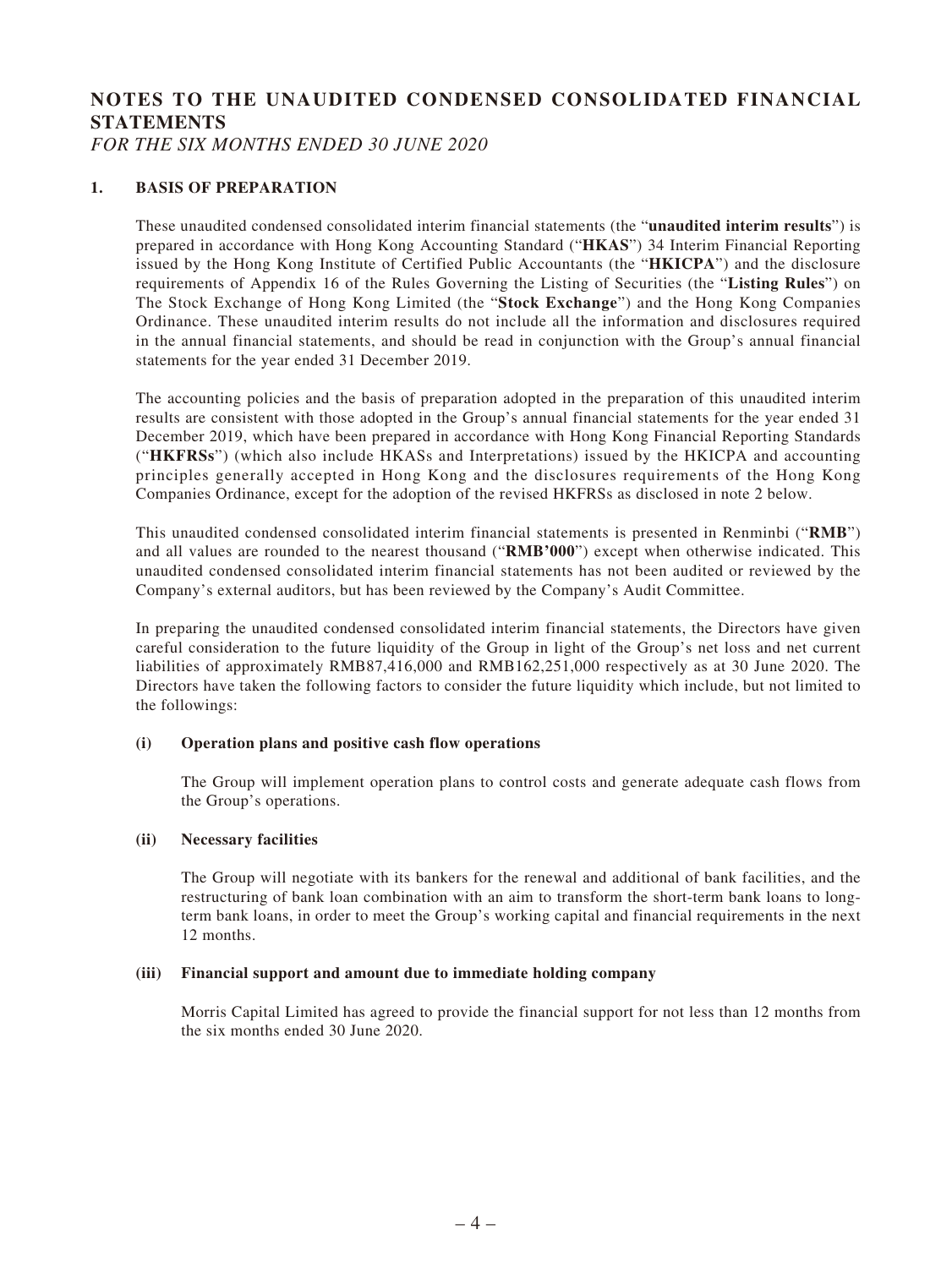# NOTES TO THE UNAUDITED CONDENSED CONSOLIDATED FINANCIAL STATEMENTS

*FOR THE SIX MONTHS ENDED 30 JUNE 2020*

## 1. BASIS OF PREPARATION

These unaudited condensed consolidated interim financial statements (the "**unaudited interim results**") is prepared in accordance with Hong Kong Accounting Standard ("**HKAS**") 34 Interim Financial Reporting issued by the Hong Kong Institute of Certified Public Accountants (the "**HKICPA**") and the disclosure requirements of Appendix 16 of the Rules Governing the Listing of Securities (the "**Listing Rules**") on The Stock Exchange of Hong Kong Limited (the "**Stock Exchange**") and the Hong Kong Companies Ordinance. These unaudited interim results do not include all the information and disclosures required in the annual financial statements, and should be read in conjunction with the Group's annual financial statements for the year ended 31 December 2019.

The accounting policies and the basis of preparation adopted in the preparation of this unaudited interim results are consistent with those adopted in the Group's annual financial statements for the year ended 31 December 2019, which have been prepared in accordance with Hong Kong Financial Reporting Standards ("**HKFRSs**") (which also include HKASs and Interpretations) issued by the HKICPA and accounting principles generally accepted in Hong Kong and the disclosures requirements of the Hong Kong Companies Ordinance, except for the adoption of the revised HKFRSs as disclosed in note 2 below.

This unaudited condensed consolidated interim financial statements is presented in Renminbi ("**RMB**") and all values are rounded to the nearest thousand ("**RMB'000**") except when otherwise indicated. This unaudited condensed consolidated interim financial statements has not been audited or reviewed by the Company's external auditors, but has been reviewed by the Company's Audit Committee.

In preparing the unaudited condensed consolidated interim financial statements, the Directors have given careful consideration to the future liquidity of the Group in light of the Group's net loss and net current liabilities of approximately RMB87,416,000 and RMB162,251,000 respectively as at 30 June 2020. The Directors have taken the following factors to consider the future liquidity which include, but not limited to the followings:

**(i) Operation plans and positive cash flow operations**

The Group will implement operation plans to control costs and generate adequate cash flows from the Group's operations.

**(ii) Necessary facilities**

The Group will negotiate with its bankers for the renewal and additional of bank facilities, and the restructuring of bank loan combination with an aim to transform the short-term bank loans to long-term bank loans, in order to meet the Group's working capital and financial requirements in the next 12 months.

**(iii) Financial support and amount due to immediate holding company**

Morris Capital Limited has agreed to provide the financial support for not less than 12 months from the six months ended 30 June 2020.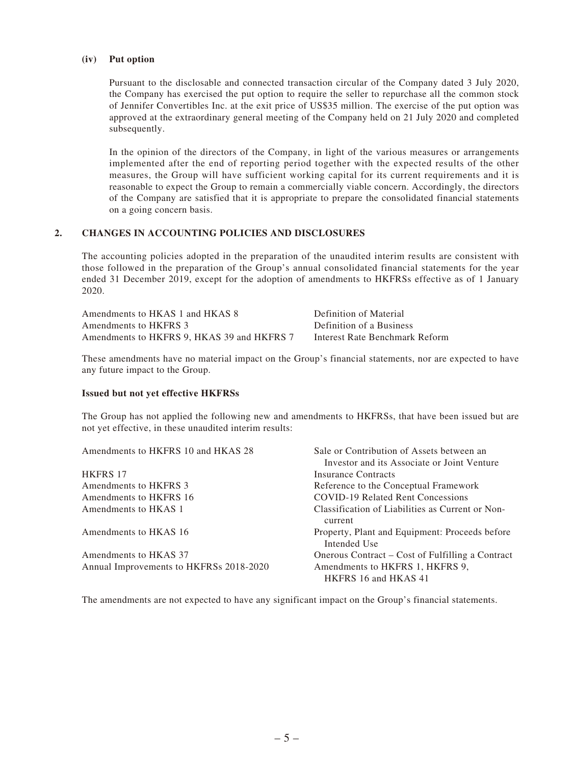**(iv) Put option**

Pursuant to the disclosable and connected transaction circular of the Company dated 3 July 2020, the Company has exercised the put option to require the seller to repurchase all the common stock of Jennifer Convertibles Inc. at the exit price of US$35 million. The exercise of the put option was approved at the extraordinary general meeting of the Company held on 21 July 2020 and completed subsequently.

In the opinion of the directors of the Company, in light of the various measures or arrangements implemented after the end of reporting period together with the expected results of the other measures, the Group will have sufficient working capital for its current requirements and it is reasonable to expect the Group to remain a commercially viable concern. Accordingly, the directors of the Company are satisfied that it is appropriate to prepare the consolidated financial statements on a going concern basis.

## 2. CHANGES IN ACCOUNTING POLICIES AND DISCLOSURES

The accounting policies adopted in the preparation of the unaudited interim results are consistent with those followed in the preparation of the Group's annual consolidated financial statements for the year ended 31 December 2019, except for the adoption of amendments to HKFRSs effective as of 1 January 2020.

| | |
|---|---|
| Amendments to HKAS 1 and HKAS 8 | Definition of Material |
| Amendments to HKFRS 3 | Definition of a Business |
| Amendments to HKFRS 9, HKAS 39 and HKFRS 7 | Interest Rate Benchmark Reform |

These amendments have no material impact on the Group's financial statements, nor are expected to have any future impact to the Group.

**Issued but not yet effective HKFRSs**

The Group has not applied the following new and amendments to HKFRSs, that have been issued but are not yet effective, in these unaudited interim results:

| | |
|---|---|
| Amendments to HKFRS 10 and HKAS 28 | Sale or Contribution of Assets between an Investor and its Associate or Joint Venture |
| HKFRS 17 | Insurance Contracts |
| Amendments to HKFRS 3 | Reference to the Conceptual Framework |
| Amendments to HKFRS 16 | COVID-19 Related Rent Concessions |
| Amendments to HKAS 1 | Classification of Liabilities as Current or Non-current |
| Amendments to HKAS 16 | Property, Plant and Equipment: Proceeds before Intended Use |
| Amendments to HKAS 37 | Onerous Contract – Cost of Fulfilling a Contract |
| Annual Improvements to HKFRSs 2018-2020 | Amendments to HKFRS 1, HKFRS 9, HKFRS 16 and HKAS 41 |

The amendments are not expected to have any significant impact on the Group's financial statements.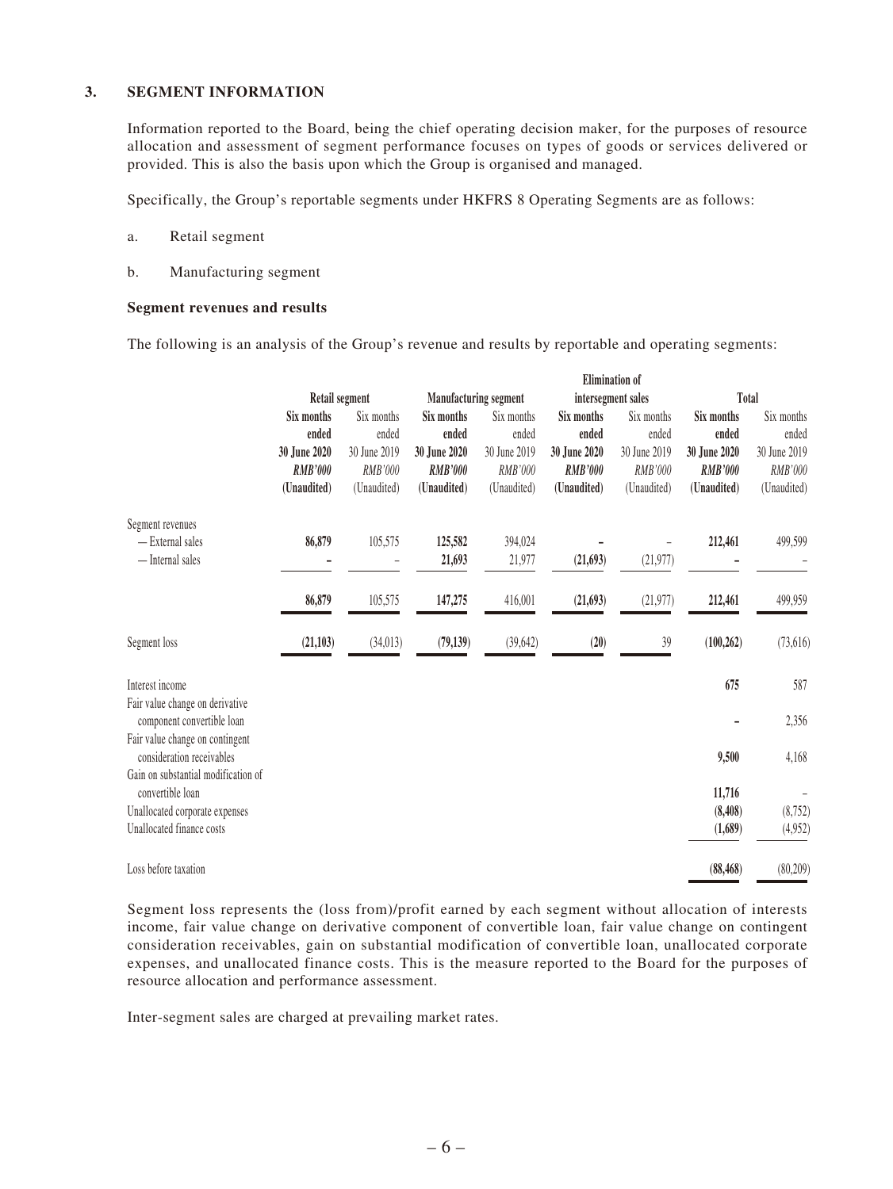## 3. SEGMENT INFORMATION

Information reported to the Board, being the chief operating decision maker, for the purposes of resource allocation and assessment of segment performance focuses on types of goods or services delivered or provided. This is also the basis upon which the Group is organised and managed.

Specifically, the Group's reportable segments under HKFRS 8 Operating Segments are as follows:

a. Retail segment

b. Manufacturing segment

**Segment revenues and results**

The following is an analysis of the Group's revenue and results by reportable and operating segments:

| | Retail segment | | Manufacturing segment | | Elimination of intersegment sales | | Total | |
|---|---|---|---|---|---|---|---|---|
| | **Six months ended 30 June 2020** | Six months ended 30 June 2019 | **Six months ended 30 June 2020** | Six months ended 30 June 2019 | **Six months ended 30 June 2020** | Six months ended 30 June 2019 | **Six months ended 30 June 2020** | Six months ended 30 June 2019 |
| | ***RMB'000*** | *RMB'000* | ***RMB'000*** | *RMB'000* | ***RMB'000*** | *RMB'000* | ***RMB'000*** | *RMB'000* |
| | **(Unaudited)** | (Unaudited) | **(Unaudited)** | (Unaudited) | **(Unaudited)** | (Unaudited) | **(Unaudited)** | (Unaudited) |
| Segment revenues | | | | | | | | |
| — External sales | **86,879** | 105,575 | **125,582** | 394,024 | **–** | – | **212,461** | 499,599 |
| — Internal sales | **–** | – | **21,693** | 21,977 | **(21,693)** | (21,977) | **–** | – |
| | **86,879** | 105,575 | **147,275** | 416,001 | **(21,693)** | (21,977) | **212,461** | 499,959 |
| Segment loss | **(21,103)** | (34,013) | **(79,139)** | (39,642) | **(20)** | 39 | **(100,262)** | (73,616) |
| Interest income | | | | | | | **675** | 587 |
| Fair value change on derivative component convertible loan | | | | | | | **–** | 2,356 |
| Fair value change on contingent consideration receivables | | | | | | | **9,500** | 4,168 |
| Gain on substantial modification of convertible loan | | | | | | | **11,716** | – |
| Unallocated corporate expenses | | | | | | | **(8,408)** | (8,752) |
| Unallocated finance costs | | | | | | | **(1,689)** | (4,952) |
| Loss before taxation | | | | | | | **(88,468)** | (80,209) |

Segment loss represents the (loss from)/profit earned by each segment without allocation of interests income, fair value change on derivative component of convertible loan, fair value change on contingent consideration receivables, gain on substantial modification of convertible loan, unallocated corporate expenses, and unallocated finance costs. This is the measure reported to the Board for the purposes of resource allocation and performance assessment.

Inter-segment sales are charged at prevailing market rates.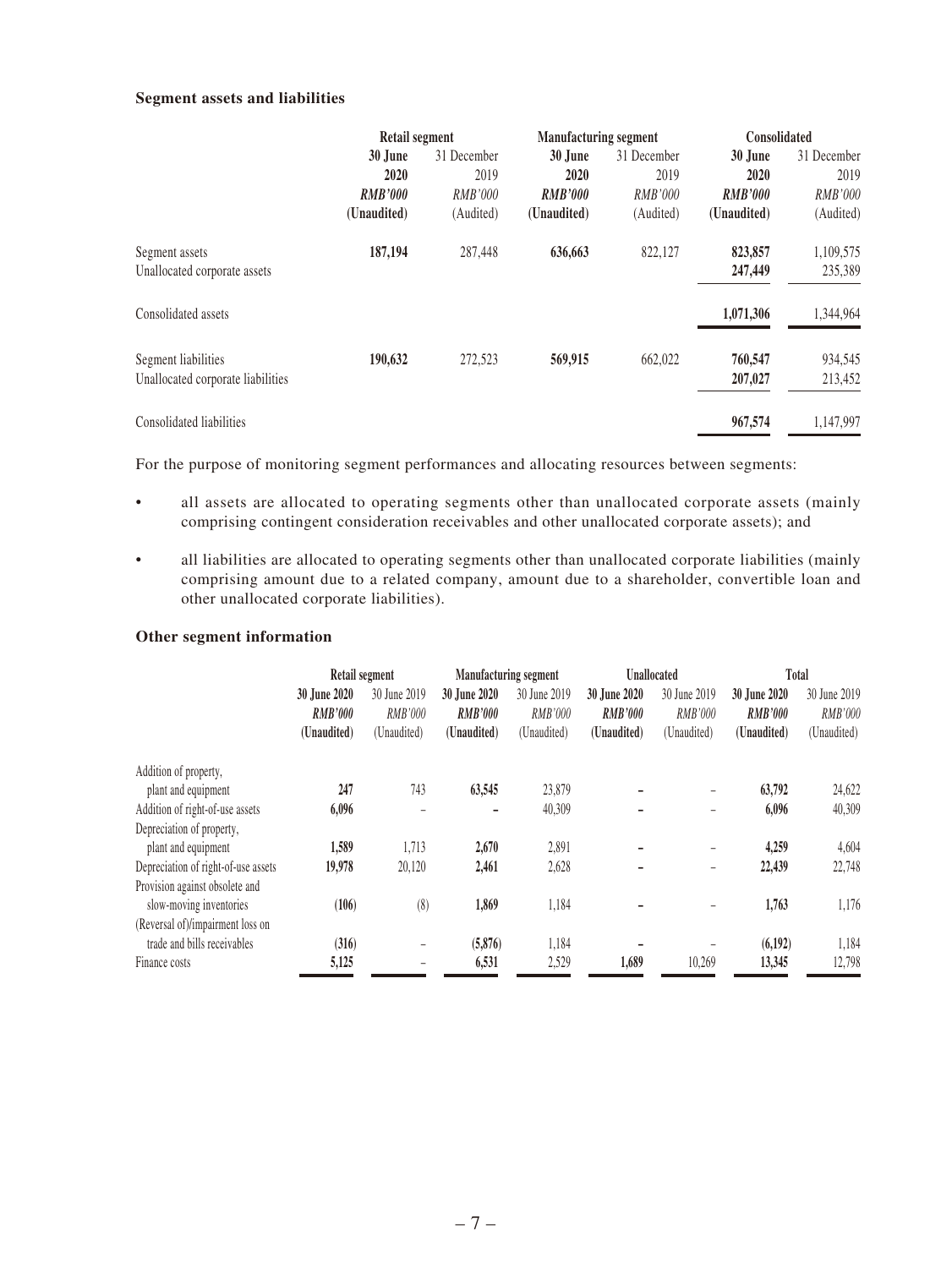**Segment assets and liabilities**

| | Retail segment | | Manufacturing segment | | Consolidated | |
|---|---|---|---|---|---|---|
| | **30 June 2020** | 31 December 2019 | **30 June 2020** | 31 December 2019 | **30 June 2020** | 31 December 2019 |
| | ***RMB'000*** | *RMB'000* | ***RMB'000*** | *RMB'000* | ***RMB'000*** | *RMB'000* |
| | **(Unaudited)** | (Audited) | **(Unaudited)** | (Audited) | **(Unaudited)** | (Audited) |
| Segment assets | **187,194** | 287,448 | **636,663** | 822,127 | **823,857** | 1,109,575 |
| Unallocated corporate assets | | | | | **247,449** | 235,389 |
| Consolidated assets | | | | | **1,071,306** | 1,344,964 |
| Segment liabilities | **190,632** | 272,523 | **569,915** | 662,022 | **760,547** | 934,545 |
| Unallocated corporate liabilities | | | | | **207,027** | 213,452 |
| Consolidated liabilities | | | | | **967,574** | 1,147,997 |

For the purpose of monitoring segment performances and allocating resources between segments:

- all assets are allocated to operating segments other than unallocated corporate assets (mainly comprising contingent consideration receivables and other unallocated corporate assets); and
- all liabilities are allocated to operating segments other than unallocated corporate liabilities (mainly comprising amount due to a related company, amount due to a shareholder, convertible loan and other unallocated corporate liabilities).

**Other segment information**

| | Retail segment | | Manufacturing segment | | Unallocated | | Total | |
|---|---|---|---|---|---|---|---|---|
| | **30 June 2020** | 30 June 2019 | **30 June 2020** | 30 June 2019 | **30 June 2020** | 30 June 2019 | **30 June 2020** | 30 June 2019 |
| | ***RMB'000*** | *RMB'000* | ***RMB'000*** | *RMB'000* | ***RMB'000*** | *RMB'000* | ***RMB'000*** | *RMB'000* |
| | **(Unaudited)** | (Unaudited) | **(Unaudited)** | (Unaudited) | **(Unaudited)** | (Unaudited) | **(Unaudited)** | (Unaudited) |
| Addition of property, plant and equipment | **247** | 743 | **63,545** | 23,879 | **–** | – | **63,792** | 24,622 |
| Addition of right-of-use assets | **6,096** | – | **–** | 40,309 | **–** | – | **6,096** | 40,309 |
| Depreciation of property, plant and equipment | **1,589** | 1,713 | **2,670** | 2,891 | **–** | – | **4,259** | 4,604 |
| Depreciation of right-of-use assets | **19,978** | 20,120 | **2,461** | 2,628 | **–** | – | **22,439** | 22,748 |
| Provision against obsolete and slow-moving inventories | **(106)** | (8) | **1,869** | 1,184 | **–** | – | **1,763** | 1,176 |
| (Reversal of)/impairment loss on trade and bills receivables | **(316)** | – | **(5,876)** | 1,184 | **–** | – | **(6,192)** | 1,184 |
| Finance costs | **5,125** | – | **6,531** | 2,529 | **1,689** | 10,269 | **13,345** | 12,798 |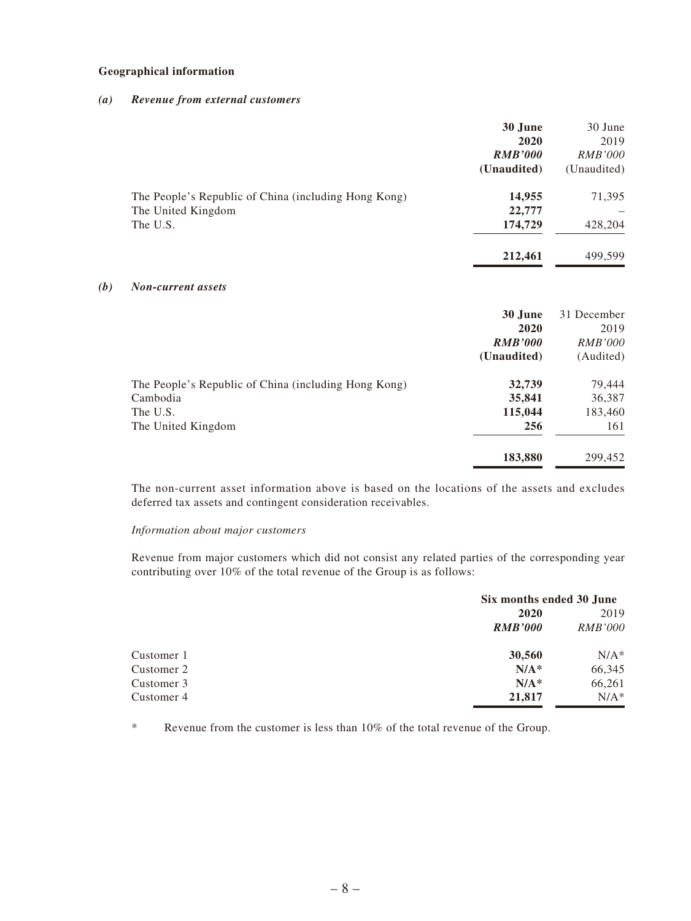**Geographical information**

***(a) Revenue from external customers***

| | **30 June 2020** | 30 June 2019 |
|---|---|---|
| | ***RMB'000*** | *RMB'000* |
| | **(Unaudited)** | (Unaudited) |
| The People's Republic of China (including Hong Kong) | **14,955** | 71,395 |
| The United Kingdom | **22,777** | – |
| The U.S. | **174,729** | 428,204 |
| | **212,461** | 499,599 |

***(b) Non-current assets***

| | **30 June 2020** | 31 December 2019 |
|---|---|---|
| | ***RMB'000*** | *RMB'000* |
| | **(Unaudited)** | (Audited) |
| The People's Republic of China (including Hong Kong) | **32,739** | 79,444 |
| Cambodia | **35,841** | 36,387 |
| The U.S. | **115,044** | 183,460 |
| The United Kingdom | **256** | 161 |
| | **183,880** | 299,452 |

The non-current asset information above is based on the locations of the assets and excludes deferred tax assets and contingent consideration receivables.

*Information about major customers*

Revenue from major customers which did not consist any related parties of the corresponding year contributing over 10% of the total revenue of the Group is as follows:

| | **Six months ended 30 June** | |
|---|---|---|
| | **2020** | 2019 |
| | ***RMB'000*** | *RMB'000* |
| Customer 1 | **30,560** | N/A* |
| Customer 2 | **N/A*** | 66,345 |
| Customer 3 | **N/A*** | 66,261 |
| Customer 4 | **21,817** | N/A* |

\* Revenue from the customer is less than 10% of the total revenue of the Group.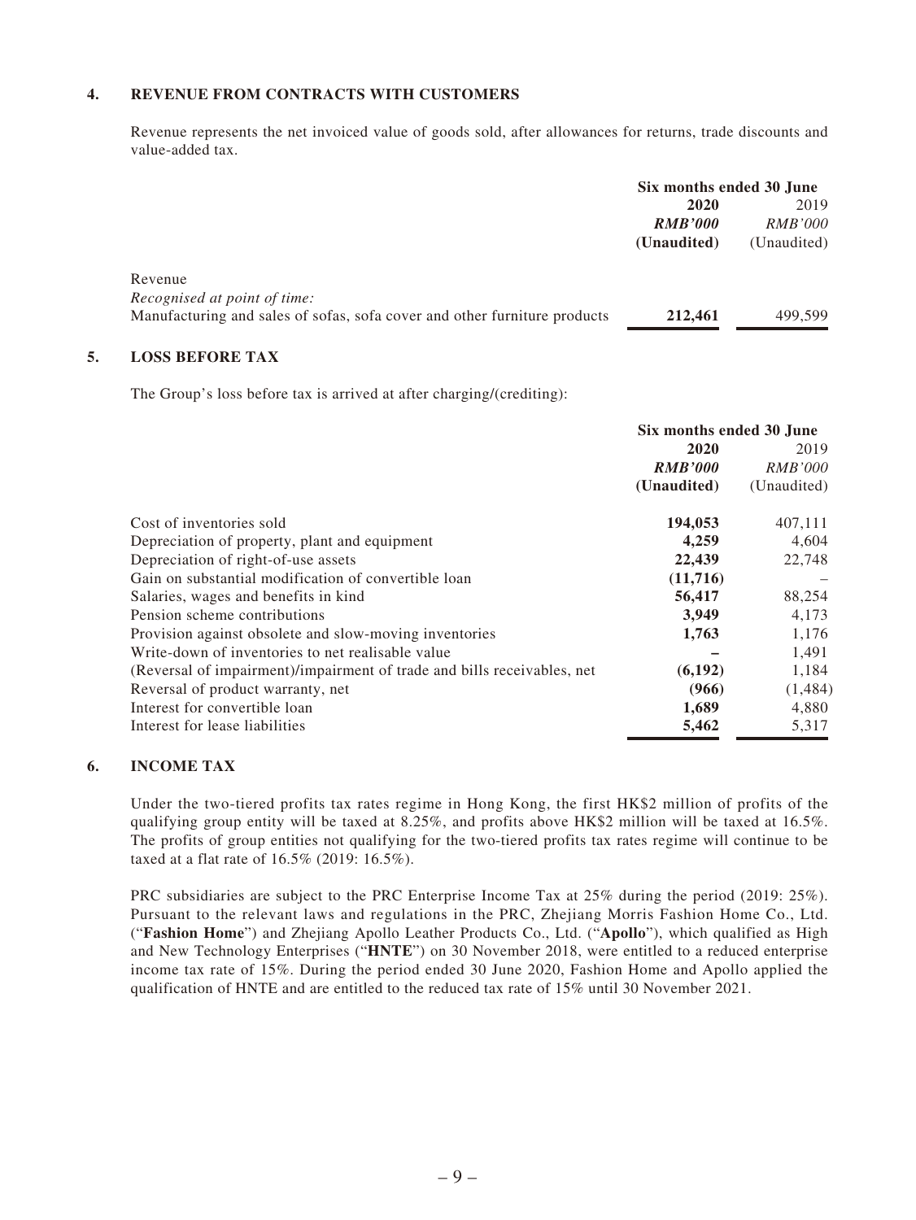## 4. REVENUE FROM CONTRACTS WITH CUSTOMERS

Revenue represents the net invoiced value of goods sold, after allowances for returns, trade discounts and value-added tax.

| | Six months ended 30 June | |
|---|---|---|
| | **2020** | 2019 |
| | ***RMB'000*** | *RMB'000* |
| | **(Unaudited)** | (Unaudited) |
| Revenue | | |
| *Recognised at point of time:* | | |
| Manufacturing and sales of sofas, sofa cover and other furniture products | **212,461** | 499,599 |

## 5. LOSS BEFORE TAX

The Group's loss before tax is arrived at after charging/(crediting):

| | Six months ended 30 June | |
|---|---|---|
| | **2020** | 2019 |
| | ***RMB'000*** | *RMB'000* |
| | **(Unaudited)** | (Unaudited) |
| Cost of inventories sold | **194,053** | 407,111 |
| Depreciation of property, plant and equipment | **4,259** | 4,604 |
| Depreciation of right-of-use assets | **22,439** | 22,748 |
| Gain on substantial modification of convertible loan | **(11,716)** | – |
| Salaries, wages and benefits in kind | **56,417** | 88,254 |
| Pension scheme contributions | **3,949** | 4,173 |
| Provision against obsolete and slow-moving inventories | **1,763** | 1,176 |
| Write-down of inventories to net realisable value | **–** | 1,491 |
| (Reversal of impairment)/impairment of trade and bills receivables, net | **(6,192)** | 1,184 |
| Reversal of product warranty, net | **(966)** | (1,484) |
| Interest for convertible loan | **1,689** | 4,880 |
| Interest for lease liabilities | **5,462** | 5,317 |

## 6. INCOME TAX

Under the two-tiered profits tax rates regime in Hong Kong, the first HK$2 million of profits of the qualifying group entity will be taxed at 8.25%, and profits above HK$2 million will be taxed at 16.5%. The profits of group entities not qualifying for the two-tiered profits tax rates regime will continue to be taxed at a flat rate of 16.5% (2019: 16.5%).

PRC subsidiaries are subject to the PRC Enterprise Income Tax at 25% during the period (2019: 25%). Pursuant to the relevant laws and regulations in the PRC, Zhejiang Morris Fashion Home Co., Ltd. ("**Fashion Home**") and Zhejiang Apollo Leather Products Co., Ltd. ("**Apollo**"), which qualified as High and New Technology Enterprises ("**HNTE**") on 30 November 2018, were entitled to a reduced enterprise income tax rate of 15%. During the period ended 30 June 2020, Fashion Home and Apollo applied the qualification of HNTE and are entitled to the reduced tax rate of 15% until 30 November 2021.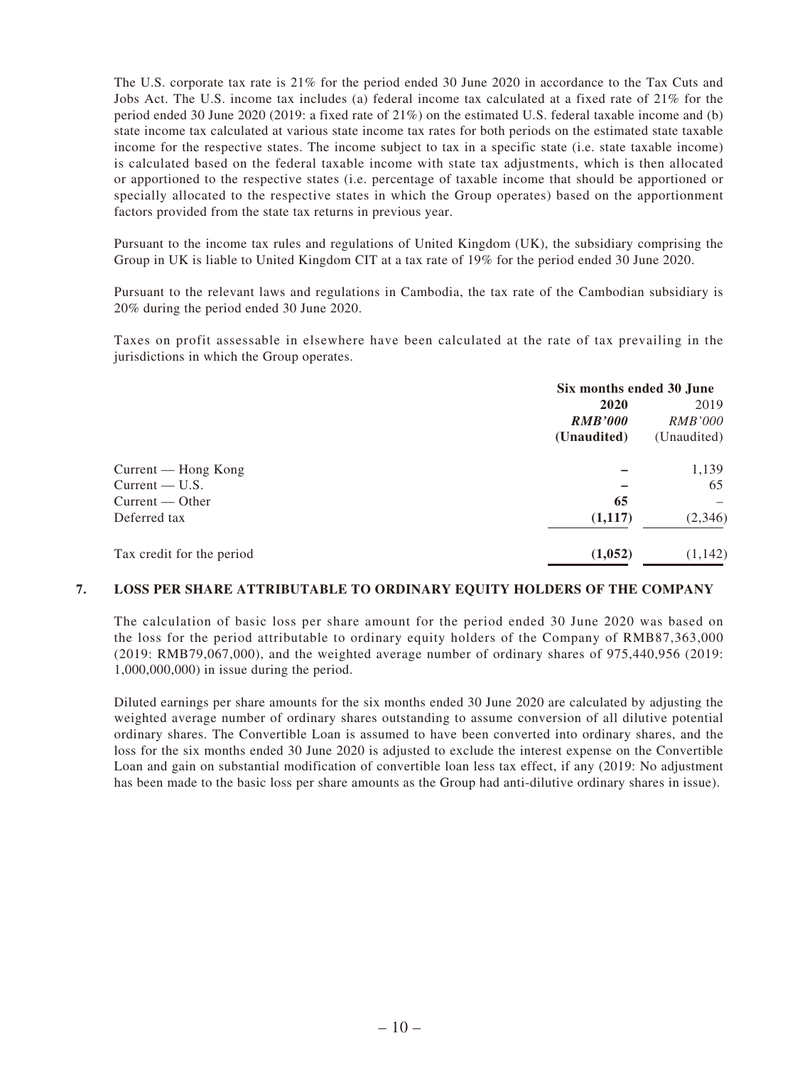The U.S. corporate tax rate is 21% for the period ended 30 June 2020 in accordance to the Tax Cuts and Jobs Act. The U.S. income tax includes (a) federal income tax calculated at a fixed rate of 21% for the period ended 30 June 2020 (2019: a fixed rate of 21%) on the estimated U.S. federal taxable income and (b) state income tax calculated at various state income tax rates for both periods on the estimated state taxable income for the respective states. The income subject to tax in a specific state (i.e. state taxable income) is calculated based on the federal taxable income with state tax adjustments, which is then allocated or apportioned to the respective states (i.e. percentage of taxable income that should be apportioned or specially allocated to the respective states in which the Group operates) based on the apportionment factors provided from the state tax returns in previous year.

Pursuant to the income tax rules and regulations of United Kingdom (UK), the subsidiary comprising the Group in UK is liable to United Kingdom CIT at a tax rate of 19% for the period ended 30 June 2020.

Pursuant to the relevant laws and regulations in Cambodia, the tax rate of the Cambodian subsidiary is 20% during the period ended 30 June 2020.

Taxes on profit assessable in elsewhere have been calculated at the rate of tax prevailing in the jurisdictions in which the Group operates.

| | Six months ended 30 June | |
|---|---|---|
| | **2020** | 2019 |
| | ***RMB'000*** | *RMB'000* |
| | **(Unaudited)** | (Unaudited) |
| Current — Hong Kong | **–** | 1,139 |
| Current — U.S. | **–** | 65 |
| Current — Other | **65** | – |
| Deferred tax | **(1,117)** | (2,346) |
| Tax credit for the period | **(1,052)** | (1,142) |

## 7. LOSS PER SHARE ATTRIBUTABLE TO ORDINARY EQUITY HOLDERS OF THE COMPANY

The calculation of basic loss per share amount for the period ended 30 June 2020 was based on the loss for the period attributable to ordinary equity holders of the Company of RMB87,363,000 (2019: RMB79,067,000), and the weighted average number of ordinary shares of 975,440,956 (2019: 1,000,000,000) in issue during the period.

Diluted earnings per share amounts for the six months ended 30 June 2020 are calculated by adjusting the weighted average number of ordinary shares outstanding to assume conversion of all dilutive potential ordinary shares. The Convertible Loan is assumed to have been converted into ordinary shares, and the loss for the six months ended 30 June 2020 is adjusted to exclude the interest expense on the Convertible Loan and gain on substantial modification of convertible loan less tax effect, if any (2019: No adjustment has been made to the basic loss per share amounts as the Group had anti-dilutive ordinary shares in issue).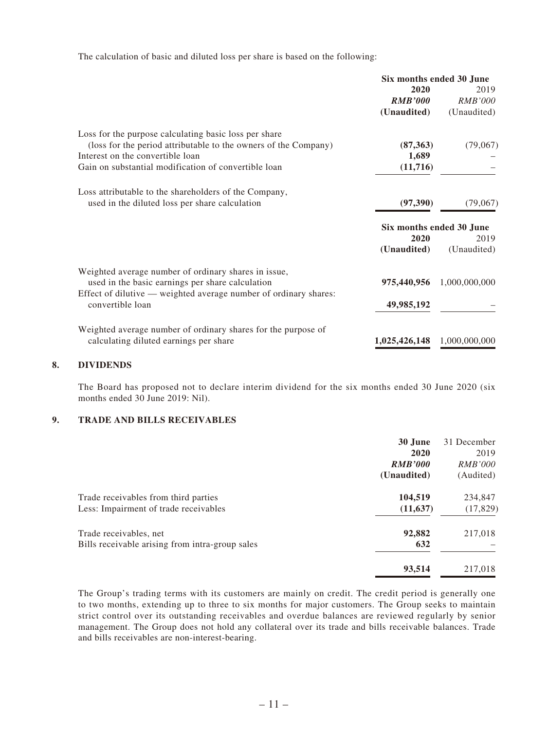The calculation of basic and diluted loss per share is based on the following:

| | Six months ended 30 June | |
|---|---|---|
| | **2020** | 2019 |
| | ***RMB'000*** | *RMB'000* |
| | **(Unaudited)** | (Unaudited) |
| Loss for the purpose calculating basic loss per share (loss for the period attributable to the owners of the Company) | **(87,363)** | (79,067) |
| Interest on the convertible loan | **1,689** | – |
| Gain on substantial modification of convertible loan | **(11,716)** | – |
| Loss attributable to the shareholders of the Company, used in the diluted loss per share calculation | **(97,390)** | (79,067) |

| | Six months ended 30 June | |
|---|---|---|
| | **2020** | 2019 |
| | **(Unaudited)** | (Unaudited) |
| Weighted average number of ordinary shares in issue, used in the basic earnings per share calculation | **975,440,956** | 1,000,000,000 |
| Effect of dilutive — weighted average number of ordinary shares: convertible loan | **49,985,192** | – |
| Weighted average number of ordinary shares for the purpose of calculating diluted earnings per share | **1,025,426,148** | 1,000,000,000 |

## 8. DIVIDENDS

The Board has proposed not to declare interim dividend for the six months ended 30 June 2020 (six months ended 30 June 2019: Nil).

## 9. TRADE AND BILLS RECEIVABLES

| | **30 June 2020** | 31 December 2019 |
|---|---|---|
| | ***RMB'000*** | *RMB'000* |
| | **(Unaudited)** | (Audited) |
| Trade receivables from third parties | **104,519** | 234,847 |
| Less: Impairment of trade receivables | **(11,637)** | (17,829) |
| Trade receivables, net | **92,882** | 217,018 |
| Bills receivable arising from intra-group sales | **632** | – |
| | **93,514** | 217,018 |

The Group's trading terms with its customers are mainly on credit. The credit period is generally one to two months, extending up to three to six months for major customers. The Group seeks to maintain strict control over its outstanding receivables and overdue balances are reviewed regularly by senior management. The Group does not hold any collateral over its trade and bills receivable balances. Trade and bills receivables are non-interest-bearing.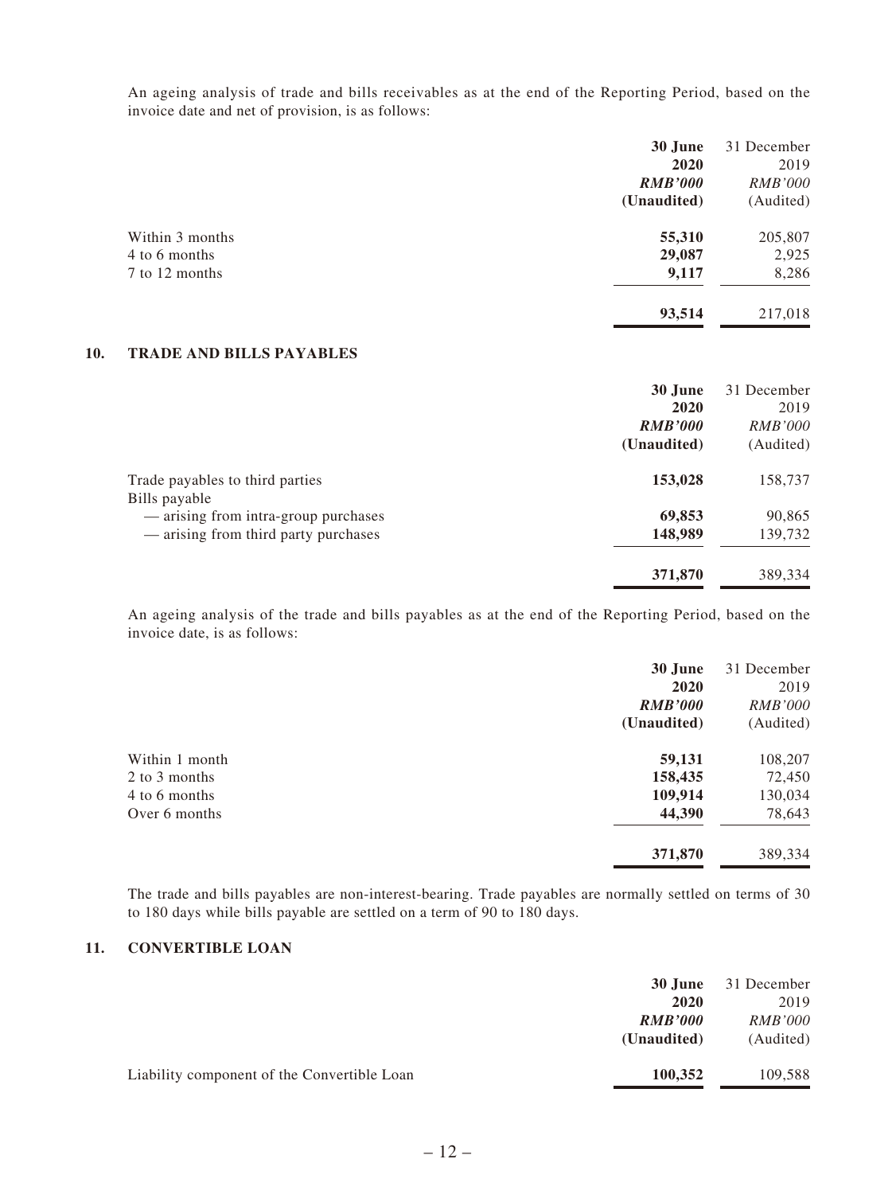An ageing analysis of trade and bills receivables as at the end of the Reporting Period, based on the invoice date and net of provision, is as follows:

| | **30 June 2020** | 31 December 2019 |
|---|---|---|
| | ***RMB'000*** | *RMB'000* |
| | **(Unaudited)** | (Audited) |
| Within 3 months | **55,310** | 205,807 |
| 4 to 6 months | **29,087** | 2,925 |
| 7 to 12 months | **9,117** | 8,286 |
| | **93,514** | 217,018 |

## 10. TRADE AND BILLS PAYABLES

| | **30 June 2020** | 31 December 2019 |
|---|---|---|
| | ***RMB'000*** | *RMB'000* |
| | **(Unaudited)** | (Audited) |
| Trade payables to third parties | **153,028** | 158,737 |
| Bills payable | | |
| — arising from intra-group purchases | **69,853** | 90,865 |
| — arising from third party purchases | **148,989** | 139,732 |
| | **371,870** | 389,334 |

An ageing analysis of the trade and bills payables as at the end of the Reporting Period, based on the invoice date, is as follows:

| | **30 June 2020** | 31 December 2019 |
|---|---|---|
| | ***RMB'000*** | *RMB'000* |
| | **(Unaudited)** | (Audited) |
| Within 1 month | **59,131** | 108,207 |
| 2 to 3 months | **158,435** | 72,450 |
| 4 to 6 months | **109,914** | 130,034 |
| Over 6 months | **44,390** | 78,643 |
| | **371,870** | 389,334 |

The trade and bills payables are non-interest-bearing. Trade payables are normally settled on terms of 30 to 180 days while bills payable are settled on a term of 90 to 180 days.

## 11. CONVERTIBLE LOAN

| | **30 June 2020** | 31 December 2019 |
|---|---|---|
| | ***RMB'000*** | *RMB'000* |
| | **(Unaudited)** | (Audited) |
| Liability component of the Convertible Loan | **100,352** | 109,588 |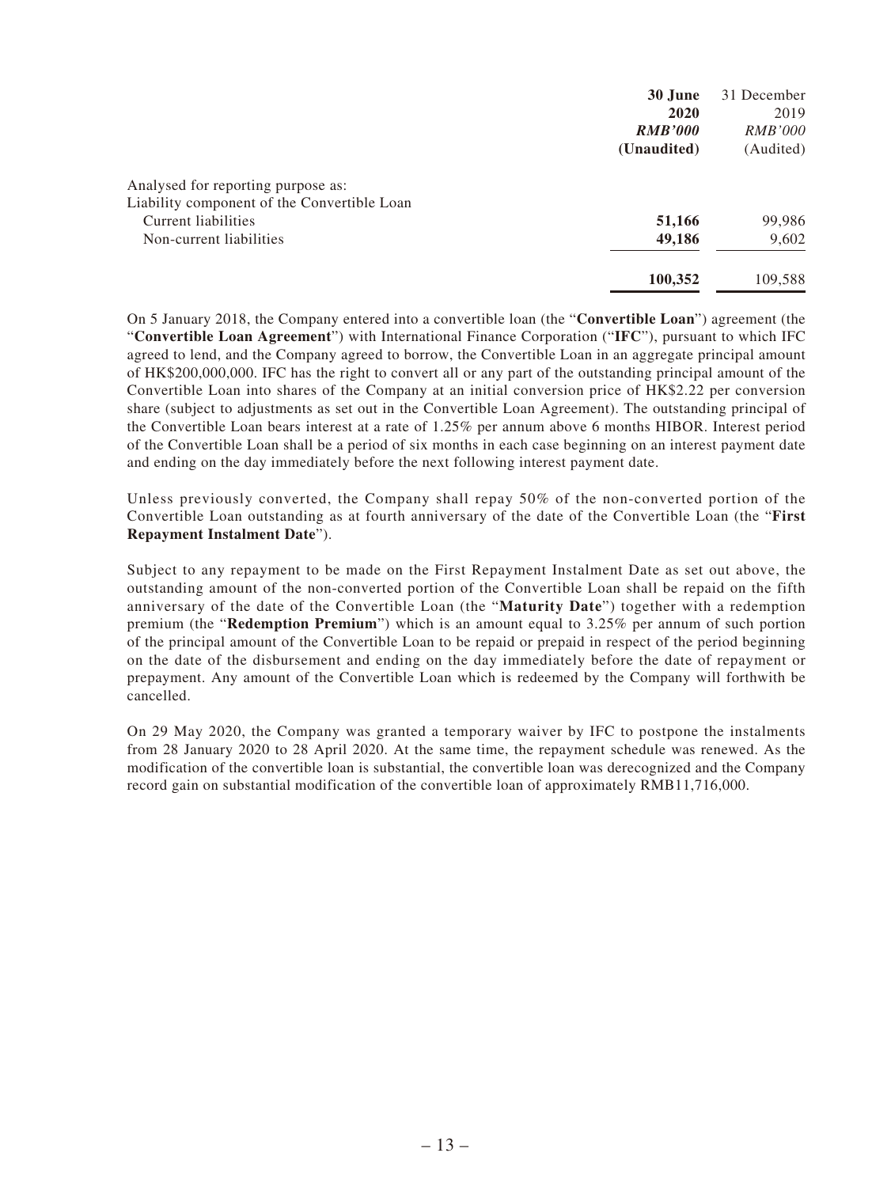| | 30 June 2020 *RMB'000* (Unaudited) | 31 December 2019 *RMB'000* (Audited) |
|---|---|---|
| Analysed for reporting purpose as: | | |
| Liability component of the Convertible Loan | | |
| Current liabilities | **51,166** | 99,986 |
| Non-current liabilities | **49,186** | 9,602 |
| | **100,352** | 109,588 |

On 5 January 2018, the Company entered into a convertible loan (the "**Convertible Loan**") agreement (the "**Convertible Loan Agreement**") with International Finance Corporation ("**IFC**"), pursuant to which IFC agreed to lend, and the Company agreed to borrow, the Convertible Loan in an aggregate principal amount of HK$200,000,000. IFC has the right to convert all or any part of the outstanding principal amount of the Convertible Loan into shares of the Company at an initial conversion price of HK$2.22 per conversion share (subject to adjustments as set out in the Convertible Loan Agreement). The outstanding principal of the Convertible Loan bears interest at a rate of 1.25% per annum above 6 months HIBOR. Interest period of the Convertible Loan shall be a period of six months in each case beginning on an interest payment date and ending on the day immediately before the next following interest payment date.

Unless previously converted, the Company shall repay 50% of the non-converted portion of the Convertible Loan outstanding as at fourth anniversary of the date of the Convertible Loan (the "**First Repayment Instalment Date**").

Subject to any repayment to be made on the First Repayment Instalment Date as set out above, the outstanding amount of the non-converted portion of the Convertible Loan shall be repaid on the fifth anniversary of the date of the Convertible Loan (the "**Maturity Date**") together with a redemption premium (the "**Redemption Premium**") which is an amount equal to 3.25% per annum of such portion of the principal amount of the Convertible Loan to be repaid or prepaid in respect of the period beginning on the date of the disbursement and ending on the day immediately before the date of repayment or prepayment. Any amount of the Convertible Loan which is redeemed by the Company will forthwith be cancelled.

On 29 May 2020, the Company was granted a temporary waiver by IFC to postpone the instalments from 28 January 2020 to 28 April 2020. At the same time, the repayment schedule was renewed. As the modification of the convertible loan is substantial, the convertible loan was derecognized and the Company record gain on substantial modification of the convertible loan of approximately RMB11,716,000.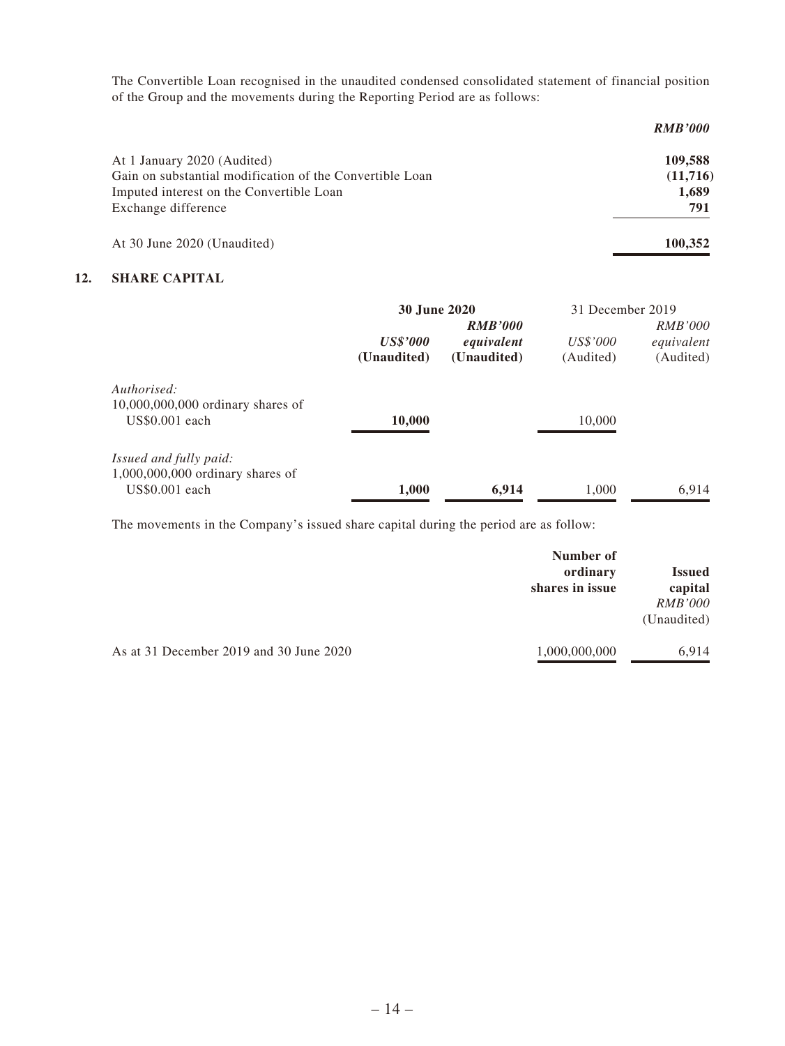The Convertible Loan recognised in the unaudited condensed consolidated statement of financial position of the Group and the movements during the Reporting Period are as follows:

| | ***RMB'000*** |
|---|---|
| At 1 January 2020 (Audited) | **109,588** |
| Gain on substantial modification of the Convertible Loan | **(11,716)** |
| Imputed interest on the Convertible Loan | **1,689** |
| Exchange difference | **791** |
| At 30 June 2020 (Unaudited) | **100,352** |

## 12. SHARE CAPITAL

| | **30 June 2020** | | 31 December 2019 | |
|---|---|---|---|---|
| | ***US$'000*** **(Unaudited)** | ***RMB'000 equivalent*** **(Unaudited)** | *US$'000* (Audited) | *RMB'000 equivalent* (Audited) |
| *Authorised:* | | | | |
| 10,000,000,000 ordinary shares of US$0.001 each | **10,000** | | 10,000 | |
| *Issued and fully paid:* | | | | |
| 1,000,000,000 ordinary shares of US$0.001 each | **1,000** | **6,914** | 1,000 | 6,914 |

The movements in the Company's issued share capital during the period are as follow:

| | **Number of ordinary shares in issue** | **Issued capital** *RMB'000* (Unaudited) |
|---|---|---|
| As at 31 December 2019 and 30 June 2020 | 1,000,000,000 | 6,914 |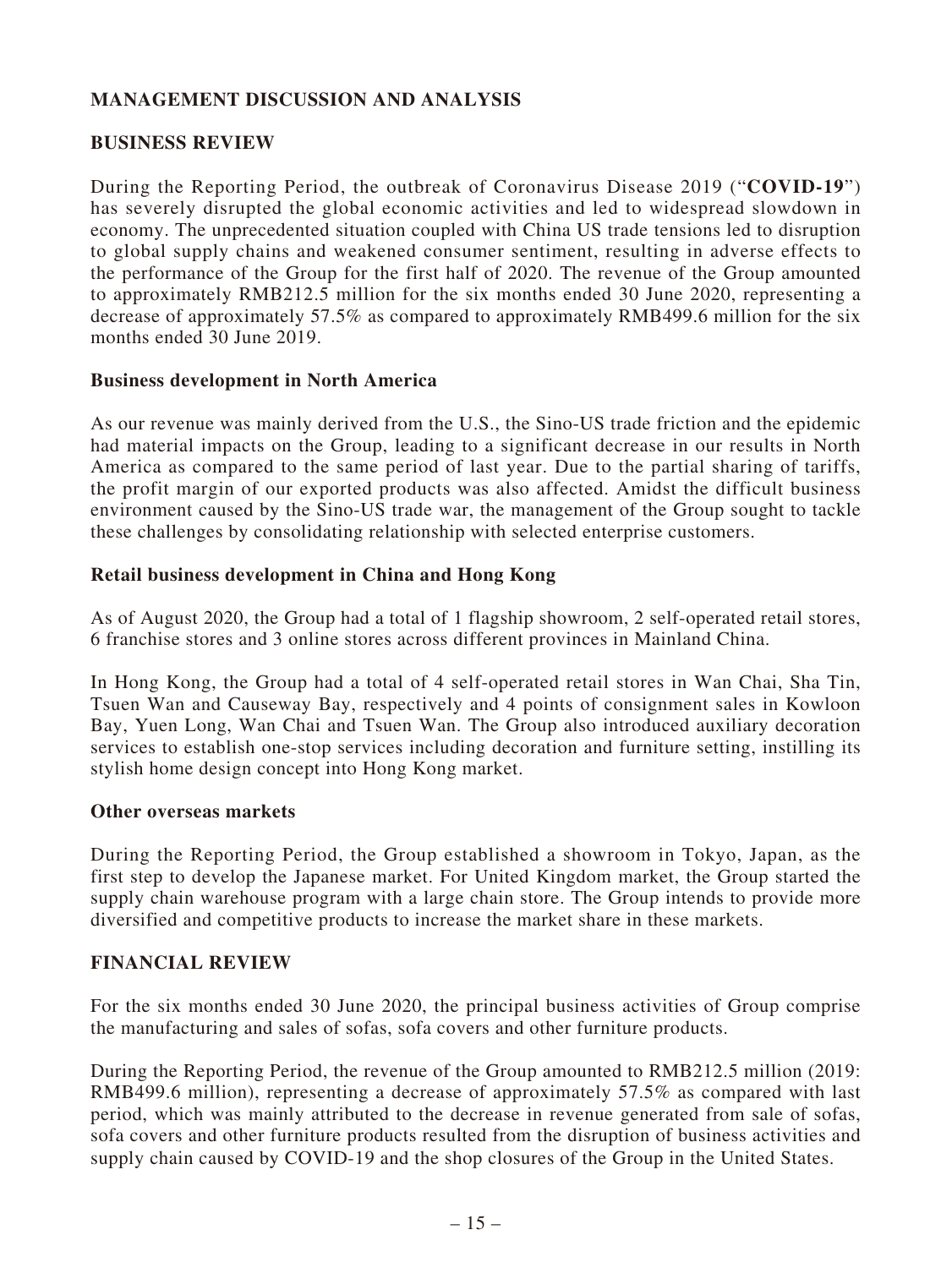## MANAGEMENT DISCUSSION AND ANALYSIS

### BUSINESS REVIEW

During the Reporting Period, the outbreak of Coronavirus Disease 2019 ("**COVID-19**") has severely disrupted the global economic activities and led to widespread slowdown in economy. The unprecedented situation coupled with China US trade tensions led to disruption to global supply chains and weakened consumer sentiment, resulting in adverse effects to the performance of the Group for the first half of 2020. The revenue of the Group amounted to approximately RMB212.5 million for the six months ended 30 June 2020, representing a decrease of approximately 57.5% as compared to approximately RMB499.6 million for the six months ended 30 June 2019.

#### Business development in North America

As our revenue was mainly derived from the U.S., the Sino-US trade friction and the epidemic had material impacts on the Group, leading to a significant decrease in our results in North America as compared to the same period of last year. Due to the partial sharing of tariffs, the profit margin of our exported products was also affected. Amidst the difficult business environment caused by the Sino-US trade war, the management of the Group sought to tackle these challenges by consolidating relationship with selected enterprise customers.

#### Retail business development in China and Hong Kong

As of August 2020, the Group had a total of 1 flagship showroom, 2 self-operated retail stores, 6 franchise stores and 3 online stores across different provinces in Mainland China.

In Hong Kong, the Group had a total of 4 self-operated retail stores in Wan Chai, Sha Tin, Tsuen Wan and Causeway Bay, respectively and 4 points of consignment sales in Kowloon Bay, Yuen Long, Wan Chai and Tsuen Wan. The Group also introduced auxiliary decoration services to establish one-stop services including decoration and furniture setting, instilling its stylish home design concept into Hong Kong market.

#### Other overseas markets

During the Reporting Period, the Group established a showroom in Tokyo, Japan, as the first step to develop the Japanese market. For United Kingdom market, the Group started the supply chain warehouse program with a large chain store. The Group intends to provide more diversified and competitive products to increase the market share in these markets.

### FINANCIAL REVIEW

For the six months ended 30 June 2020, the principal business activities of Group comprise the manufacturing and sales of sofas, sofa covers and other furniture products.

During the Reporting Period, the revenue of the Group amounted to RMB212.5 million (2019: RMB499.6 million), representing a decrease of approximately 57.5% as compared with last period, which was mainly attributed to the decrease in revenue generated from sale of sofas, sofa covers and other furniture products resulted from the disruption of business activities and supply chain caused by COVID-19 and the shop closures of the Group in the United States.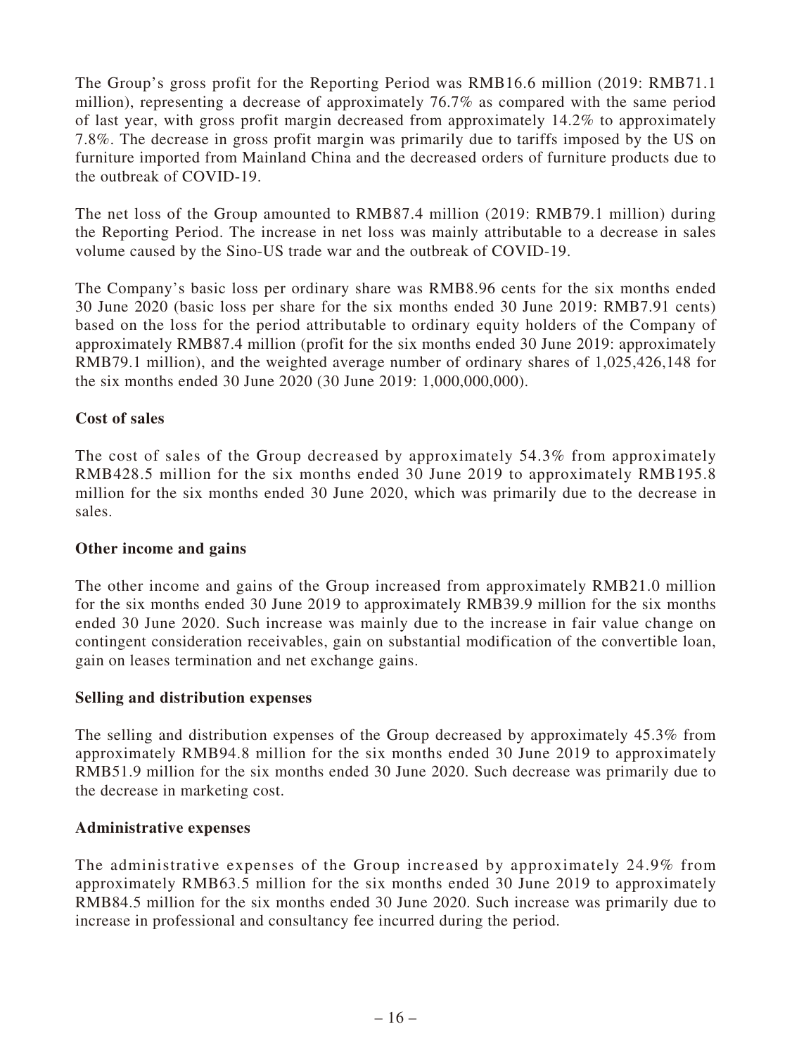The Group's gross profit for the Reporting Period was RMB16.6 million (2019: RMB71.1 million), representing a decrease of approximately 76.7% as compared with the same period of last year, with gross profit margin decreased from approximately 14.2% to approximately 7.8%. The decrease in gross profit margin was primarily due to tariffs imposed by the US on furniture imported from Mainland China and the decreased orders of furniture products due to the outbreak of COVID-19.

The net loss of the Group amounted to RMB87.4 million (2019: RMB79.1 million) during the Reporting Period. The increase in net loss was mainly attributable to a decrease in sales volume caused by the Sino-US trade war and the outbreak of COVID-19.

The Company's basic loss per ordinary share was RMB8.96 cents for the six months ended 30 June 2020 (basic loss per share for the six months ended 30 June 2019: RMB7.91 cents) based on the loss for the period attributable to ordinary equity holders of the Company of approximately RMB87.4 million (profit for the six months ended 30 June 2019: approximately RMB79.1 million), and the weighted average number of ordinary shares of 1,025,426,148 for the six months ended 30 June 2020 (30 June 2019: 1,000,000,000).

**Cost of sales**

The cost of sales of the Group decreased by approximately 54.3% from approximately RMB428.5 million for the six months ended 30 June 2019 to approximately RMB195.8 million for the six months ended 30 June 2020, which was primarily due to the decrease in sales.

**Other income and gains**

The other income and gains of the Group increased from approximately RMB21.0 million for the six months ended 30 June 2019 to approximately RMB39.9 million for the six months ended 30 June 2020. Such increase was mainly due to the increase in fair value change on contingent consideration receivables, gain on substantial modification of the convertible loan, gain on leases termination and net exchange gains.

**Selling and distribution expenses**

The selling and distribution expenses of the Group decreased by approximately 45.3% from approximately RMB94.8 million for the six months ended 30 June 2019 to approximately RMB51.9 million for the six months ended 30 June 2020. Such decrease was primarily due to the decrease in marketing cost.

**Administrative expenses**

The administrative expenses of the Group increased by approximately 24.9% from approximately RMB63.5 million for the six months ended 30 June 2019 to approximately RMB84.5 million for the six months ended 30 June 2020. Such increase was primarily due to increase in professional and consultancy fee incurred during the period.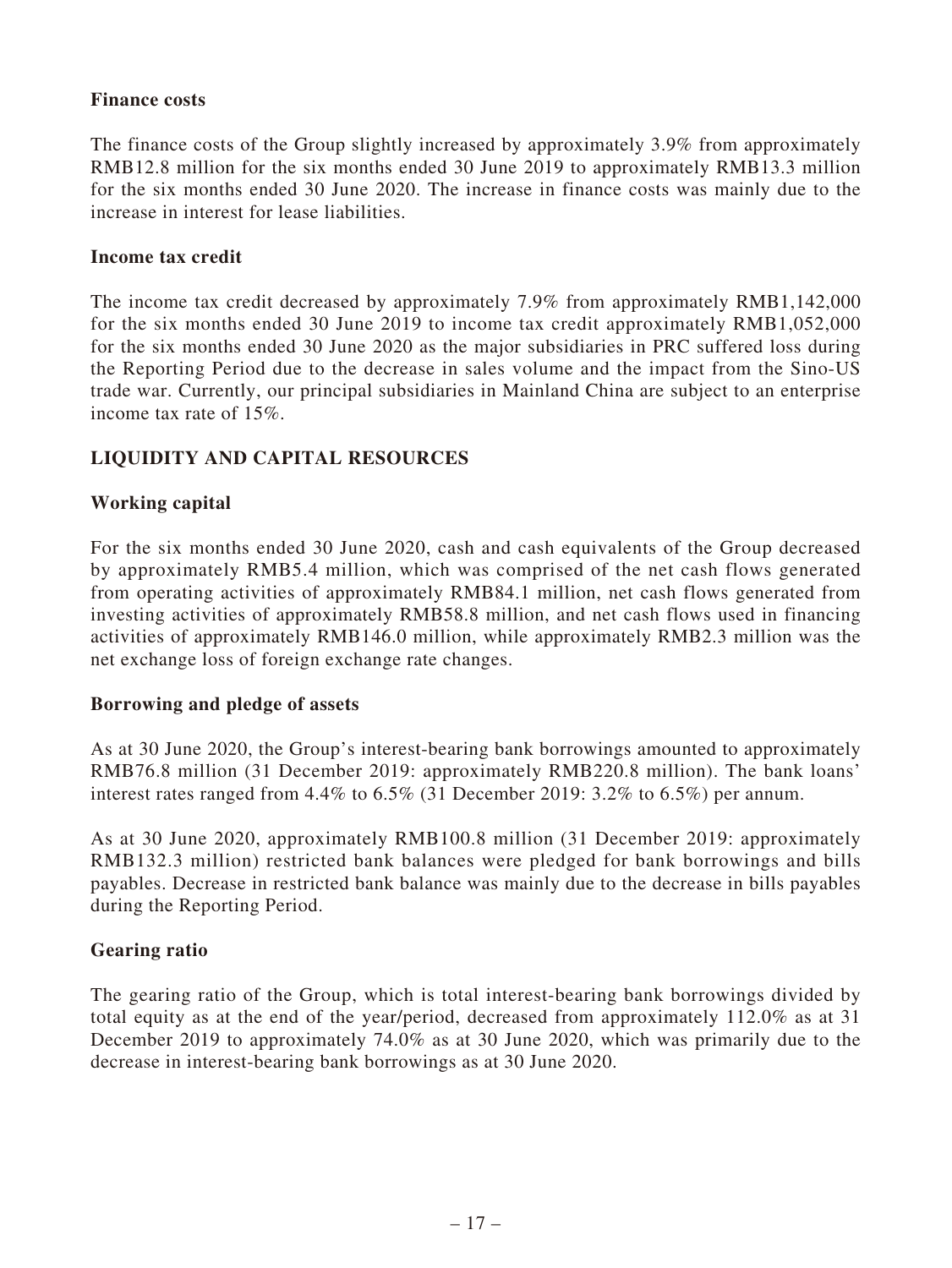### Finance costs

The finance costs of the Group slightly increased by approximately 3.9% from approximately RMB12.8 million for the six months ended 30 June 2019 to approximately RMB13.3 million for the six months ended 30 June 2020. The increase in finance costs was mainly due to the increase in interest for lease liabilities.

### Income tax credit

The income tax credit decreased by approximately 7.9% from approximately RMB1,142,000 for the six months ended 30 June 2019 to income tax credit approximately RMB1,052,000 for the six months ended 30 June 2020 as the major subsidiaries in PRC suffered loss during the Reporting Period due to the decrease in sales volume and the impact from the Sino-US trade war. Currently, our principal subsidiaries in Mainland China are subject to an enterprise income tax rate of 15%.

## LIQUIDITY AND CAPITAL RESOURCES

### Working capital

For the six months ended 30 June 2020, cash and cash equivalents of the Group decreased by approximately RMB5.4 million, which was comprised of the net cash flows generated from operating activities of approximately RMB84.1 million, net cash flows generated from investing activities of approximately RMB58.8 million, and net cash flows used in financing activities of approximately RMB146.0 million, while approximately RMB2.3 million was the net exchange loss of foreign exchange rate changes.

### Borrowing and pledge of assets

As at 30 June 2020, the Group's interest-bearing bank borrowings amounted to approximately RMB76.8 million (31 December 2019: approximately RMB220.8 million). The bank loans' interest rates ranged from 4.4% to 6.5% (31 December 2019: 3.2% to 6.5%) per annum.

As at 30 June 2020, approximately RMB100.8 million (31 December 2019: approximately RMB132.3 million) restricted bank balances were pledged for bank borrowings and bills payables. Decrease in restricted bank balance was mainly due to the decrease in bills payables during the Reporting Period.

### Gearing ratio

The gearing ratio of the Group, which is total interest-bearing bank borrowings divided by total equity as at the end of the year/period, decreased from approximately 112.0% as at 31 December 2019 to approximately 74.0% as at 30 June 2020, which was primarily due to the decrease in interest-bearing bank borrowings as at 30 June 2020.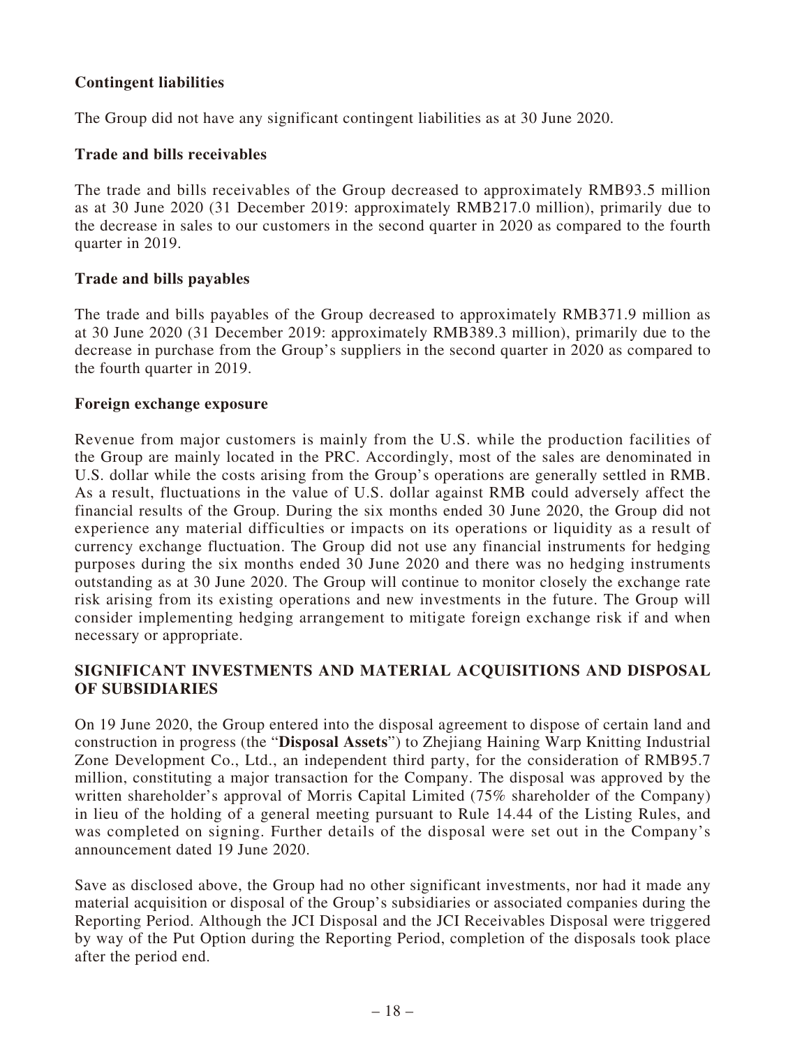### Contingent liabilities

The Group did not have any significant contingent liabilities as at 30 June 2020.

### Trade and bills receivables

The trade and bills receivables of the Group decreased to approximately RMB93.5 million as at 30 June 2020 (31 December 2019: approximately RMB217.0 million), primarily due to the decrease in sales to our customers in the second quarter in 2020 as compared to the fourth quarter in 2019.

### Trade and bills payables

The trade and bills payables of the Group decreased to approximately RMB371.9 million as at 30 June 2020 (31 December 2019: approximately RMB389.3 million), primarily due to the decrease in purchase from the Group's suppliers in the second quarter in 2020 as compared to the fourth quarter in 2019.

### Foreign exchange exposure

Revenue from major customers is mainly from the U.S. while the production facilities of the Group are mainly located in the PRC. Accordingly, most of the sales are denominated in U.S. dollar while the costs arising from the Group's operations are generally settled in RMB. As a result, fluctuations in the value of U.S. dollar against RMB could adversely affect the financial results of the Group. During the six months ended 30 June 2020, the Group did not experience any material difficulties or impacts on its operations or liquidity as a result of currency exchange fluctuation. The Group did not use any financial instruments for hedging purposes during the six months ended 30 June 2020 and there was no hedging instruments outstanding as at 30 June 2020. The Group will continue to monitor closely the exchange rate risk arising from its existing operations and new investments in the future. The Group will consider implementing hedging arrangement to mitigate foreign exchange risk if and when necessary or appropriate.

## SIGNIFICANT INVESTMENTS AND MATERIAL ACQUISITIONS AND DISPOSAL OF SUBSIDIARIES

On 19 June 2020, the Group entered into the disposal agreement to dispose of certain land and construction in progress (the "**Disposal Assets**") to Zhejiang Haining Warp Knitting Industrial Zone Development Co., Ltd., an independent third party, for the consideration of RMB95.7 million, constituting a major transaction for the Company. The disposal was approved by the written shareholder's approval of Morris Capital Limited (75% shareholder of the Company) in lieu of the holding of a general meeting pursuant to Rule 14.44 of the Listing Rules, and was completed on signing. Further details of the disposal were set out in the Company's announcement dated 19 June 2020.

Save as disclosed above, the Group had no other significant investments, nor had it made any material acquisition or disposal of the Group's subsidiaries or associated companies during the Reporting Period. Although the JCI Disposal and the JCI Receivables Disposal were triggered by way of the Put Option during the Reporting Period, completion of the disposals took place after the period end.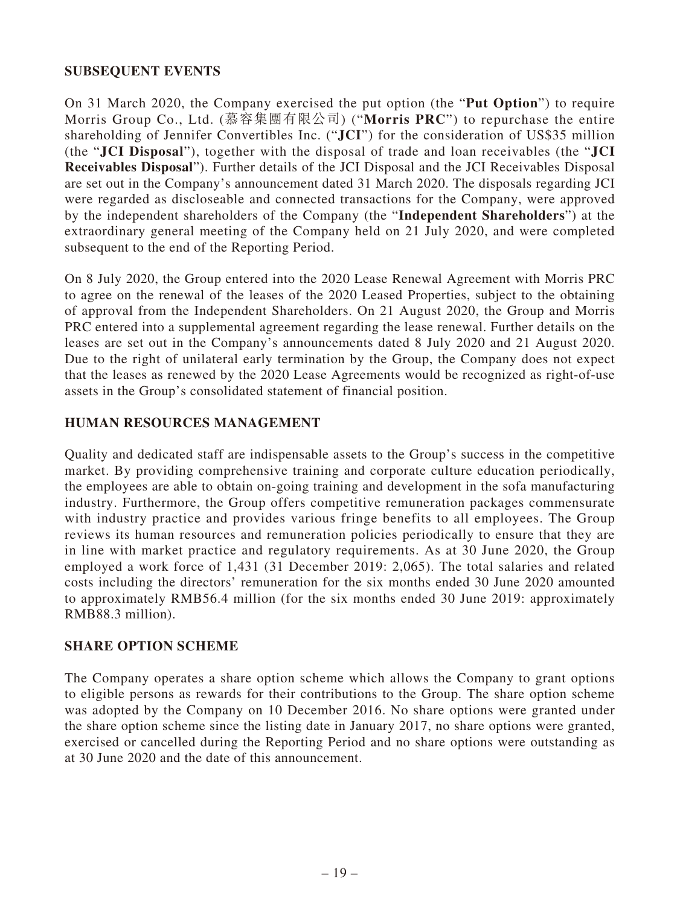## SUBSEQUENT EVENTS

On 31 March 2020, the Company exercised the put option (the "**Put Option**") to require Morris Group Co., Ltd. (慕容集團有限公司) ("**Morris PRC**") to repurchase the entire shareholding of Jennifer Convertibles Inc. ("**JCI**") for the consideration of US$35 million (the "**JCI Disposal**"), together with the disposal of trade and loan receivables (the "**JCI Receivables Disposal**"). Further details of the JCI Disposal and the JCI Receivables Disposal are set out in the Company's announcement dated 31 March 2020. The disposals regarding JCI were regarded as discloseable and connected transactions for the Company, were approved by the independent shareholders of the Company (the "**Independent Shareholders**") at the extraordinary general meeting of the Company held on 21 July 2020, and were completed subsequent to the end of the Reporting Period.

On 8 July 2020, the Group entered into the 2020 Lease Renewal Agreement with Morris PRC to agree on the renewal of the leases of the 2020 Leased Properties, subject to the obtaining of approval from the Independent Shareholders. On 21 August 2020, the Group and Morris PRC entered into a supplemental agreement regarding the lease renewal. Further details on the leases are set out in the Company's announcements dated 8 July 2020 and 21 August 2020. Due to the right of unilateral early termination by the Group, the Company does not expect that the leases as renewed by the 2020 Lease Agreements would be recognized as right-of-use assets in the Group's consolidated statement of financial position.

## HUMAN RESOURCES MANAGEMENT

Quality and dedicated staff are indispensable assets to the Group's success in the competitive market. By providing comprehensive training and corporate culture education periodically, the employees are able to obtain on-going training and development in the sofa manufacturing industry. Furthermore, the Group offers competitive remuneration packages commensurate with industry practice and provides various fringe benefits to all employees. The Group reviews its human resources and remuneration policies periodically to ensure that they are in line with market practice and regulatory requirements. As at 30 June 2020, the Group employed a work force of 1,431 (31 December 2019: 2,065). The total salaries and related costs including the directors' remuneration for the six months ended 30 June 2020 amounted to approximately RMB56.4 million (for the six months ended 30 June 2019: approximately RMB88.3 million).

## SHARE OPTION SCHEME

The Company operates a share option scheme which allows the Company to grant options to eligible persons as rewards for their contributions to the Group. The share option scheme was adopted by the Company on 10 December 2016. No share options were granted under the share option scheme since the listing date in January 2017, no share options were granted, exercised or cancelled during the Reporting Period and no share options were outstanding as at 30 June 2020 and the date of this announcement.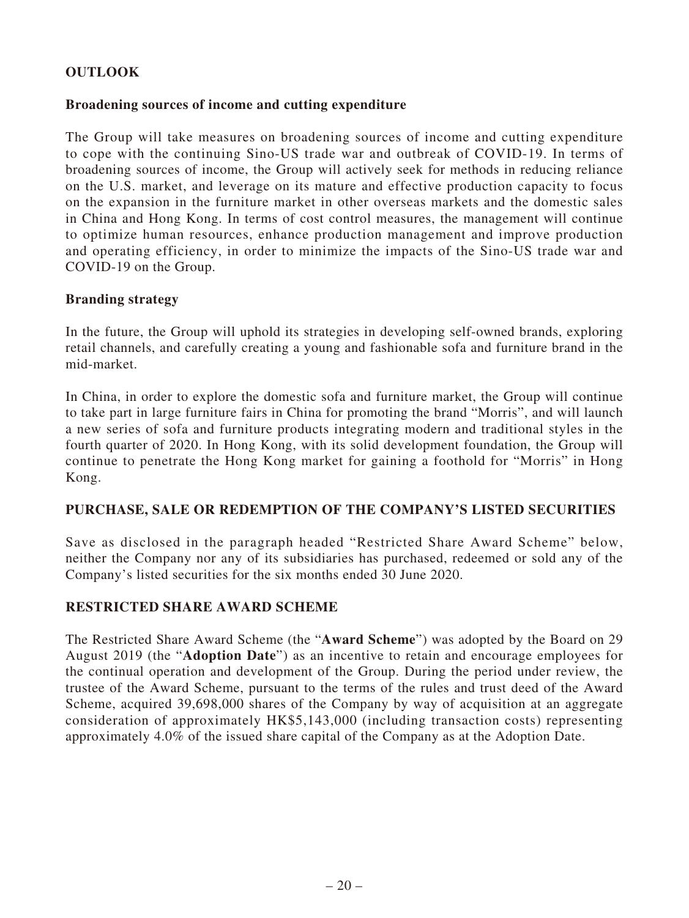## OUTLOOK

### Broadening sources of income and cutting expenditure

The Group will take measures on broadening sources of income and cutting expenditure to cope with the continuing Sino-US trade war and outbreak of COVID-19. In terms of broadening sources of income, the Group will actively seek for methods in reducing reliance on the U.S. market, and leverage on its mature and effective production capacity to focus on the expansion in the furniture market in other overseas markets and the domestic sales in China and Hong Kong. In terms of cost control measures, the management will continue to optimize human resources, enhance production management and improve production and operating efficiency, in order to minimize the impacts of the Sino-US trade war and COVID-19 on the Group.

### Branding strategy

In the future, the Group will uphold its strategies in developing self-owned brands, exploring retail channels, and carefully creating a young and fashionable sofa and furniture brand in the mid-market.

In China, in order to explore the domestic sofa and furniture market, the Group will continue to take part in large furniture fairs in China for promoting the brand "Morris", and will launch a new series of sofa and furniture products integrating modern and traditional styles in the fourth quarter of 2020. In Hong Kong, with its solid development foundation, the Group will continue to penetrate the Hong Kong market for gaining a foothold for "Morris" in Hong Kong.

## PURCHASE, SALE OR REDEMPTION OF THE COMPANY'S LISTED SECURITIES

Save as disclosed in the paragraph headed "Restricted Share Award Scheme" below, neither the Company nor any of its subsidiaries has purchased, redeemed or sold any of the Company's listed securities for the six months ended 30 June 2020.

## RESTRICTED SHARE AWARD SCHEME

The Restricted Share Award Scheme (the "**Award Scheme**") was adopted by the Board on 29 August 2019 (the "**Adoption Date**") as an incentive to retain and encourage employees for the continual operation and development of the Group. During the period under review, the trustee of the Award Scheme, pursuant to the terms of the rules and trust deed of the Award Scheme, acquired 39,698,000 shares of the Company by way of acquisition at an aggregate consideration of approximately HK$5,143,000 (including transaction costs) representing approximately 4.0% of the issued share capital of the Company as at the Adoption Date.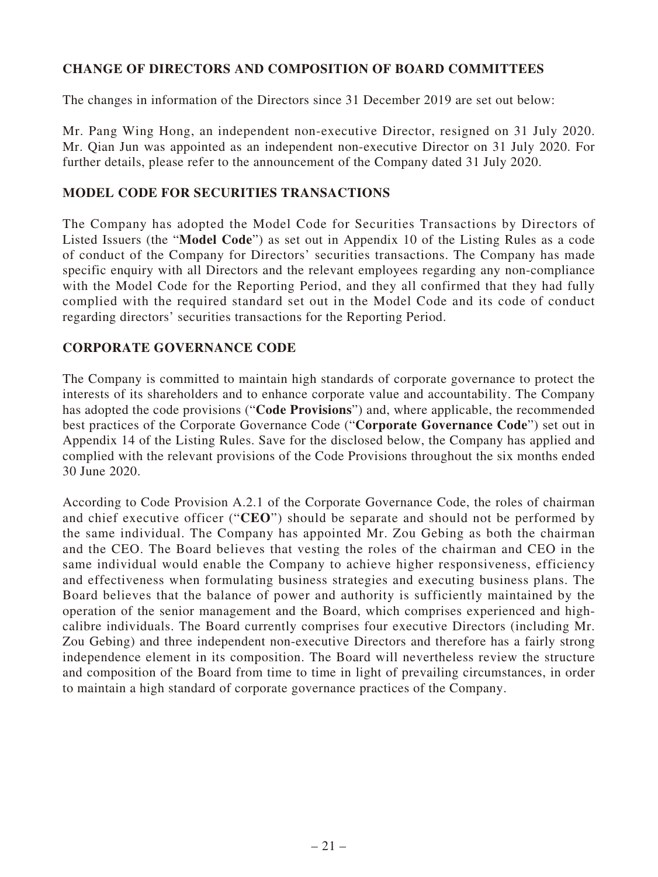## CHANGE OF DIRECTORS AND COMPOSITION OF BOARD COMMITTEES

The changes in information of the Directors since 31 December 2019 are set out below:

Mr. Pang Wing Hong, an independent non-executive Director, resigned on 31 July 2020. Mr. Qian Jun was appointed as an independent non-executive Director on 31 July 2020. For further details, please refer to the announcement of the Company dated 31 July 2020.

## MODEL CODE FOR SECURITIES TRANSACTIONS

The Company has adopted the Model Code for Securities Transactions by Directors of Listed Issuers (the "**Model Code**") as set out in Appendix 10 of the Listing Rules as a code of conduct of the Company for Directors' securities transactions. The Company has made specific enquiry with all Directors and the relevant employees regarding any non-compliance with the Model Code for the Reporting Period, and they all confirmed that they had fully complied with the required standard set out in the Model Code and its code of conduct regarding directors' securities transactions for the Reporting Period.

## CORPORATE GOVERNANCE CODE

The Company is committed to maintain high standards of corporate governance to protect the interests of its shareholders and to enhance corporate value and accountability. The Company has adopted the code provisions ("**Code Provisions**") and, where applicable, the recommended best practices of the Corporate Governance Code ("**Corporate Governance Code**") set out in Appendix 14 of the Listing Rules. Save for the disclosed below, the Company has applied and complied with the relevant provisions of the Code Provisions throughout the six months ended 30 June 2020.

According to Code Provision A.2.1 of the Corporate Governance Code, the roles of chairman and chief executive officer ("**CEO**") should be separate and should not be performed by the same individual. The Company has appointed Mr. Zou Gebing as both the chairman and the CEO. The Board believes that vesting the roles of the chairman and CEO in the same individual would enable the Company to achieve higher responsiveness, efficiency and effectiveness when formulating business strategies and executing business plans. The Board believes that the balance of power and authority is sufficiently maintained by the operation of the senior management and the Board, which comprises experienced and high-calibre individuals. The Board currently comprises four executive Directors (including Mr. Zou Gebing) and three independent non-executive Directors and therefore has a fairly strong independence element in its composition. The Board will nevertheless review the structure and composition of the Board from time to time in light of prevailing circumstances, in order to maintain a high standard of corporate governance practices of the Company.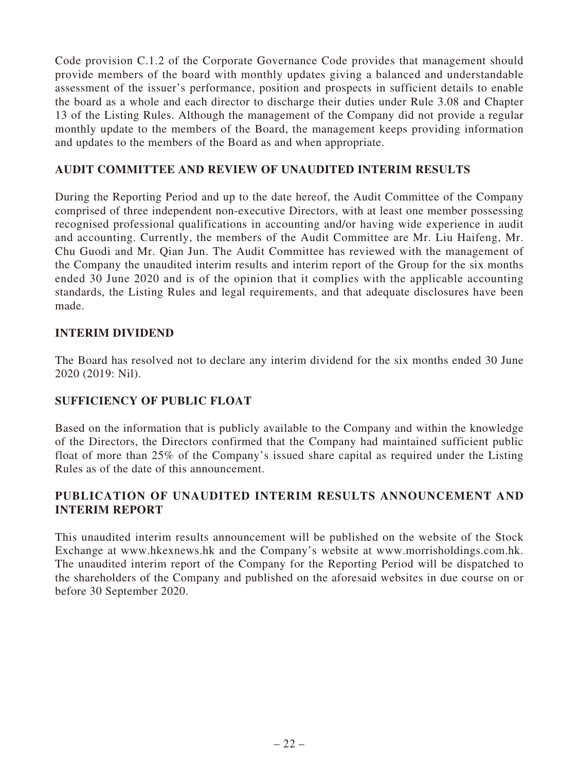Code provision C.1.2 of the Corporate Governance Code provides that management should provide members of the board with monthly updates giving a balanced and understandable assessment of the issuer's performance, position and prospects in sufficient details to enable the board as a whole and each director to discharge their duties under Rule 3.08 and Chapter 13 of the Listing Rules. Although the management of the Company did not provide a regular monthly update to the members of the Board, the management keeps providing information and updates to the members of the Board as and when appropriate.

## AUDIT COMMITTEE AND REVIEW OF UNAUDITED INTERIM RESULTS

During the Reporting Period and up to the date hereof, the Audit Committee of the Company comprised of three independent non-executive Directors, with at least one member possessing recognised professional qualifications in accounting and/or having wide experience in audit and accounting. Currently, the members of the Audit Committee are Mr. Liu Haifeng, Mr. Chu Guodi and Mr. Qian Jun. The Audit Committee has reviewed with the management of the Company the unaudited interim results and interim report of the Group for the six months ended 30 June 2020 and is of the opinion that it complies with the applicable accounting standards, the Listing Rules and legal requirements, and that adequate disclosures have been made.

## INTERIM DIVIDEND

The Board has resolved not to declare any interim dividend for the six months ended 30 June 2020 (2019: Nil).

## SUFFICIENCY OF PUBLIC FLOAT

Based on the information that is publicly available to the Company and within the knowledge of the Directors, the Directors confirmed that the Company had maintained sufficient public float of more than 25% of the Company's issued share capital as required under the Listing Rules as of the date of this announcement.

## PUBLICATION OF UNAUDITED INTERIM RESULTS ANNOUNCEMENT AND INTERIM REPORT

This unaudited interim results announcement will be published on the website of the Stock Exchange at www.hkexnews.hk and the Company's website at www.morrisholdings.com.hk. The unaudited interim report of the Company for the Reporting Period will be dispatched to the shareholders of the Company and published on the aforesaid websites in due course on or before 30 September 2020.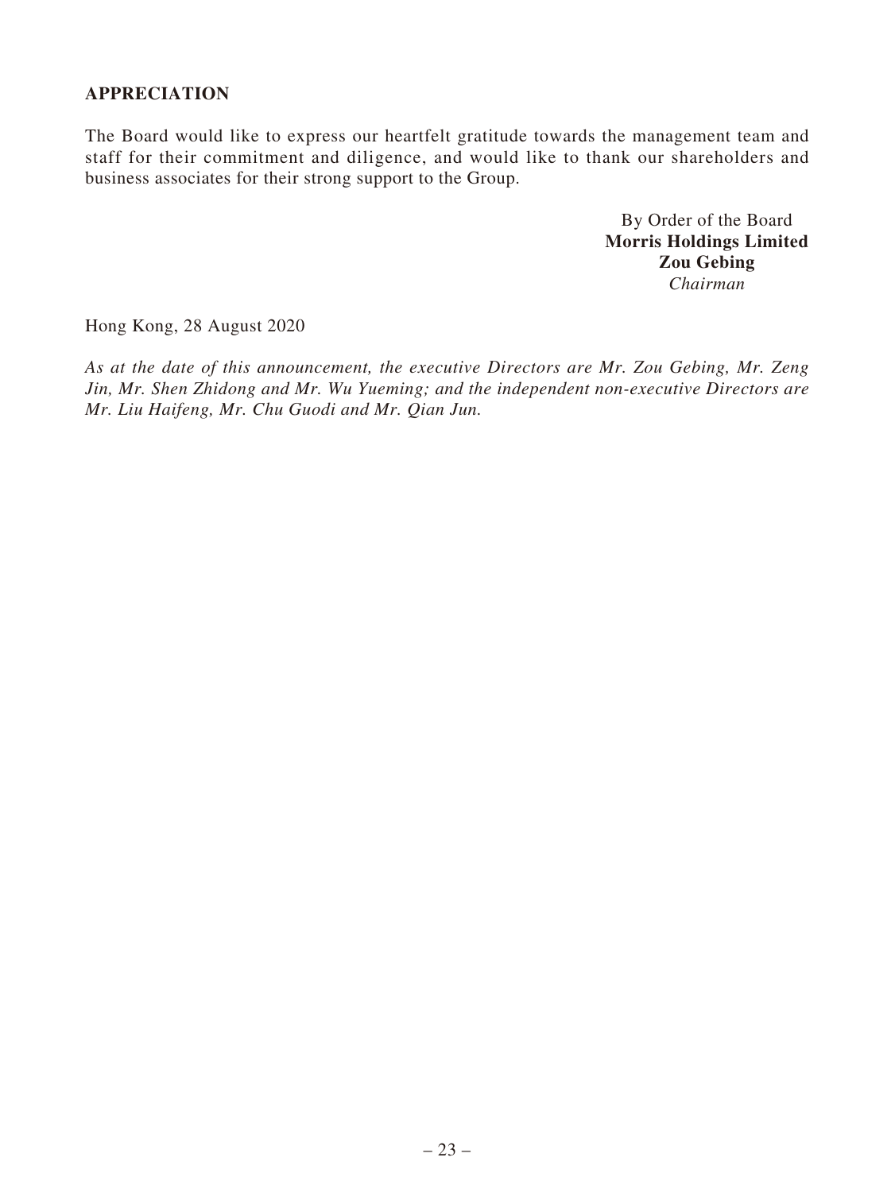## APPRECIATION

The Board would like to express our heartfelt gratitude towards the management team and staff for their commitment and diligence, and would like to thank our shareholders and business associates for their strong support to the Group.

By Order of the Board
**Morris Holdings Limited**
**Zou Gebing**
*Chairman*

Hong Kong, 28 August 2020

*As at the date of this announcement, the executive Directors are Mr. Zou Gebing, Mr. Zeng Jin, Mr. Shen Zhidong and Mr. Wu Yueming; and the independent non-executive Directors are Mr. Liu Haifeng, Mr. Chu Guodi and Mr. Qian Jun.*